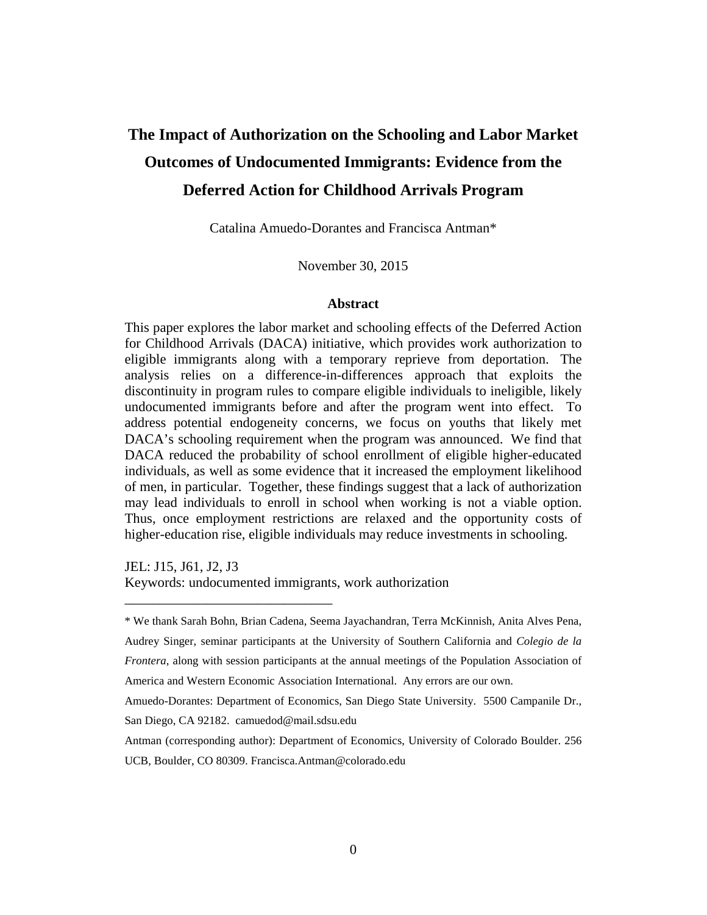# The Impact of Authorization on the Schooling and Labor Market Outcomes of Undocumented Immigrants: Evidence from the Deferred Action for Childhood Arrivals Program

Catalina Amuedo-Dorantes and Francisca Antman*

November 30, 2015

### Abstract

This paper explores the labor market and schooling effects of the Deferred Action for Childhood Arrivals (DACA) initiative, which provides work authorization to eligible immigrants along with a temporary reprieve from deportation. The analysis relies on a difference-in-differences approach that exploits the discontinuity in program rules to compare eligible individuals to ineligible, likely undocumented immigrants before and after the program went into effect. To address potential endogeneity concerns, we focus on youths that likely met DACA's schooling requirement when the program was announced. We find that DACA reduced the probability of school enrollment of eligible higher-educated individuals, as well as some evidence that it increased the employment likelihood of men, in particular. Together, these findings suggest that a lack of authorization may lead individuals to enroll in school when working is not a viable option. Thus, once employment restrictions are relaxed and the opportunity costs of higher-education rise, eligible individuals may reduce investments in schooling.

JEL: J15, J61, J2, J3
Keywords: undocumented immigrants, work authorization

---

* We thank Sarah Bohn, Brian Cadena, Seema Jayachandran, Terra McKinnish, Anita Alves Pena, Audrey Singer, seminar participants at the University of Southern California and *Colegio de la Frontera*, along with session participants at the annual meetings of the Population Association of America and Western Economic Association International. Any errors are our own.

Amuedo-Dorantes: Department of Economics, San Diego State University. 5500 Campanile Dr., San Diego, CA 92182. camuedod@mail.sdsu.edu

Antman (corresponding author): Department of Economics, University of Colorado Boulder. 256 UCB, Boulder, CO 80309. Francisca.Antman@colorado.edu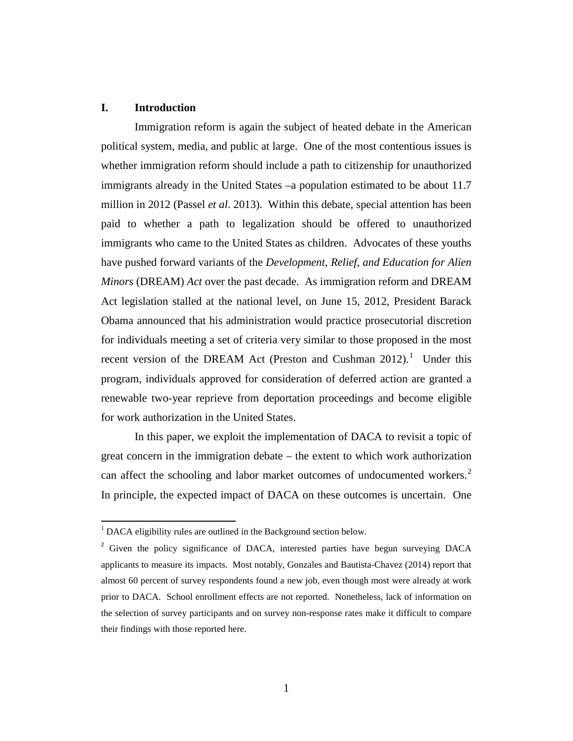## I. Introduction

Immigration reform is again the subject of heated debate in the American political system, media, and public at large. One of the most contentious issues is whether immigration reform should include a path to citizenship for unauthorized immigrants already in the United States –a population estimated to be about 11.7 million in 2012 (Passel *et al*. 2013). Within this debate, special attention has been paid to whether a path to legalization should be offered to unauthorized immigrants who came to the United States as children. Advocates of these youths have pushed forward variants of the *Development, Relief, and Education for Alien Minors* (DREAM) *Act* over the past decade. As immigration reform and DREAM Act legislation stalled at the national level, on June 15, 2012, President Barack Obama announced that his administration would practice prosecutorial discretion for individuals meeting a set of criteria very similar to those proposed in the most recent version of the DREAM Act (Preston and Cushman 2012).[1] Under this program, individuals approved for consideration of deferred action are granted a renewable two-year reprieve from deportation proceedings and become eligible for work authorization in the United States.

In this paper, we exploit the implementation of DACA to revisit a topic of great concern in the immigration debate – the extent to which work authorization can affect the schooling and labor market outcomes of undocumented workers.[2] In principle, the expected impact of DACA on these outcomes is uncertain. One

---

[1] DACA eligibility rules are outlined in the Background section below.

[2] Given the policy significance of DACA, interested parties have begun surveying DACA applicants to measure its impacts. Most notably, Gonzales and Bautista-Chavez (2014) report that almost 60 percent of survey respondents found a new job, even though most were already at work prior to DACA. School enrollment effects are not reported. Nonetheless, lack of information on the selection of survey participants and on survey non-response rates make it difficult to compare their findings with those reported here.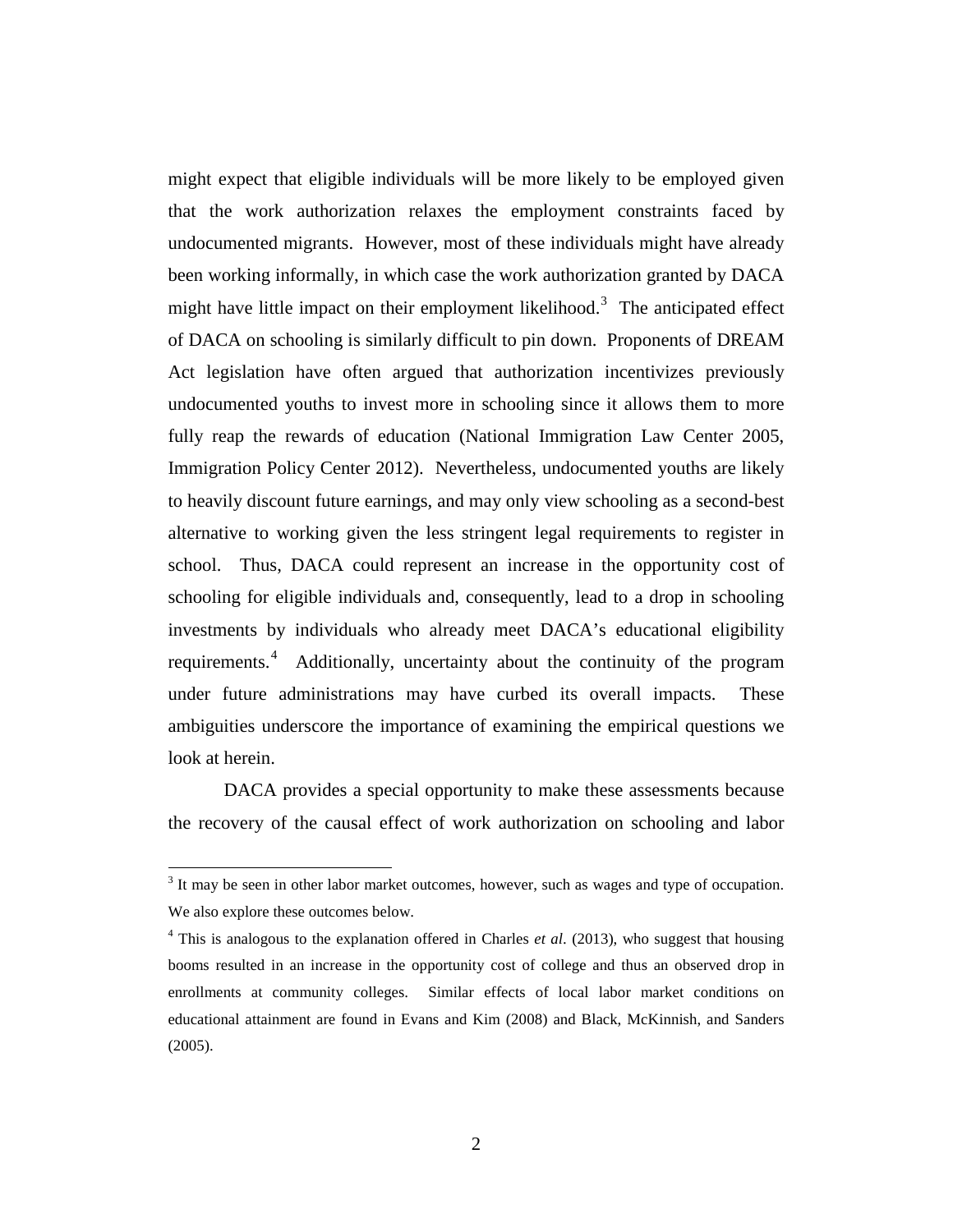might expect that eligible individuals will be more likely to be employed given that the work authorization relaxes the employment constraints faced by undocumented migrants. However, most of these individuals might have already been working informally, in which case the work authorization granted by DACA might have little impact on their employment likelihood.[3] The anticipated effect of DACA on schooling is similarly difficult to pin down. Proponents of DREAM Act legislation have often argued that authorization incentivizes previously undocumented youths to invest more in schooling since it allows them to more fully reap the rewards of education (National Immigration Law Center 2005, Immigration Policy Center 2012). Nevertheless, undocumented youths are likely to heavily discount future earnings, and may only view schooling as a second-best alternative to working given the less stringent legal requirements to register in school. Thus, DACA could represent an increase in the opportunity cost of schooling for eligible individuals and, consequently, lead to a drop in schooling investments by individuals who already meet DACA's educational eligibility requirements.[4] Additionally, uncertainty about the continuity of the program under future administrations may have curbed its overall impacts. These ambiguities underscore the importance of examining the empirical questions we look at herein.

DACA provides a special opportunity to make these assessments because the recovery of the causal effect of work authorization on schooling and labor

---

[3] It may be seen in other labor market outcomes, however, such as wages and type of occupation. We also explore these outcomes below.

[4] This is analogous to the explanation offered in Charles *et al*. (2013), who suggest that housing booms resulted in an increase in the opportunity cost of college and thus an observed drop in enrollments at community colleges. Similar effects of local labor market conditions on educational attainment are found in Evans and Kim (2008) and Black, McKinnish, and Sanders (2005).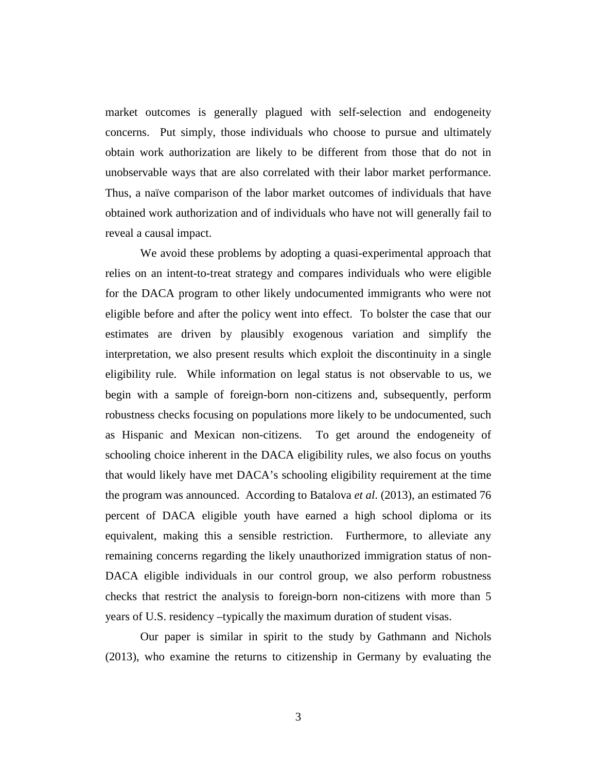market outcomes is generally plagued with self-selection and endogeneity concerns. Put simply, those individuals who choose to pursue and ultimately obtain work authorization are likely to be different from those that do not in unobservable ways that are also correlated with their labor market performance. Thus, a naïve comparison of the labor market outcomes of individuals that have obtained work authorization and of individuals who have not will generally fail to reveal a causal impact.

We avoid these problems by adopting a quasi-experimental approach that relies on an intent-to-treat strategy and compares individuals who were eligible for the DACA program to other likely undocumented immigrants who were not eligible before and after the policy went into effect. To bolster the case that our estimates are driven by plausibly exogenous variation and simplify the interpretation, we also present results which exploit the discontinuity in a single eligibility rule. While information on legal status is not observable to us, we begin with a sample of foreign-born non-citizens and, subsequently, perform robustness checks focusing on populations more likely to be undocumented, such as Hispanic and Mexican non-citizens. To get around the endogeneity of schooling choice inherent in the DACA eligibility rules, we also focus on youths that would likely have met DACA's schooling eligibility requirement at the time the program was announced. According to Batalova *et al*. (2013), an estimated 76 percent of DACA eligible youth have earned a high school diploma or its equivalent, making this a sensible restriction. Furthermore, to alleviate any remaining concerns regarding the likely unauthorized immigration status of non-DACA eligible individuals in our control group, we also perform robustness checks that restrict the analysis to foreign-born non-citizens with more than 5 years of U.S. residency –typically the maximum duration of student visas.

Our paper is similar in spirit to the study by Gathmann and Nichols (2013), who examine the returns to citizenship in Germany by evaluating the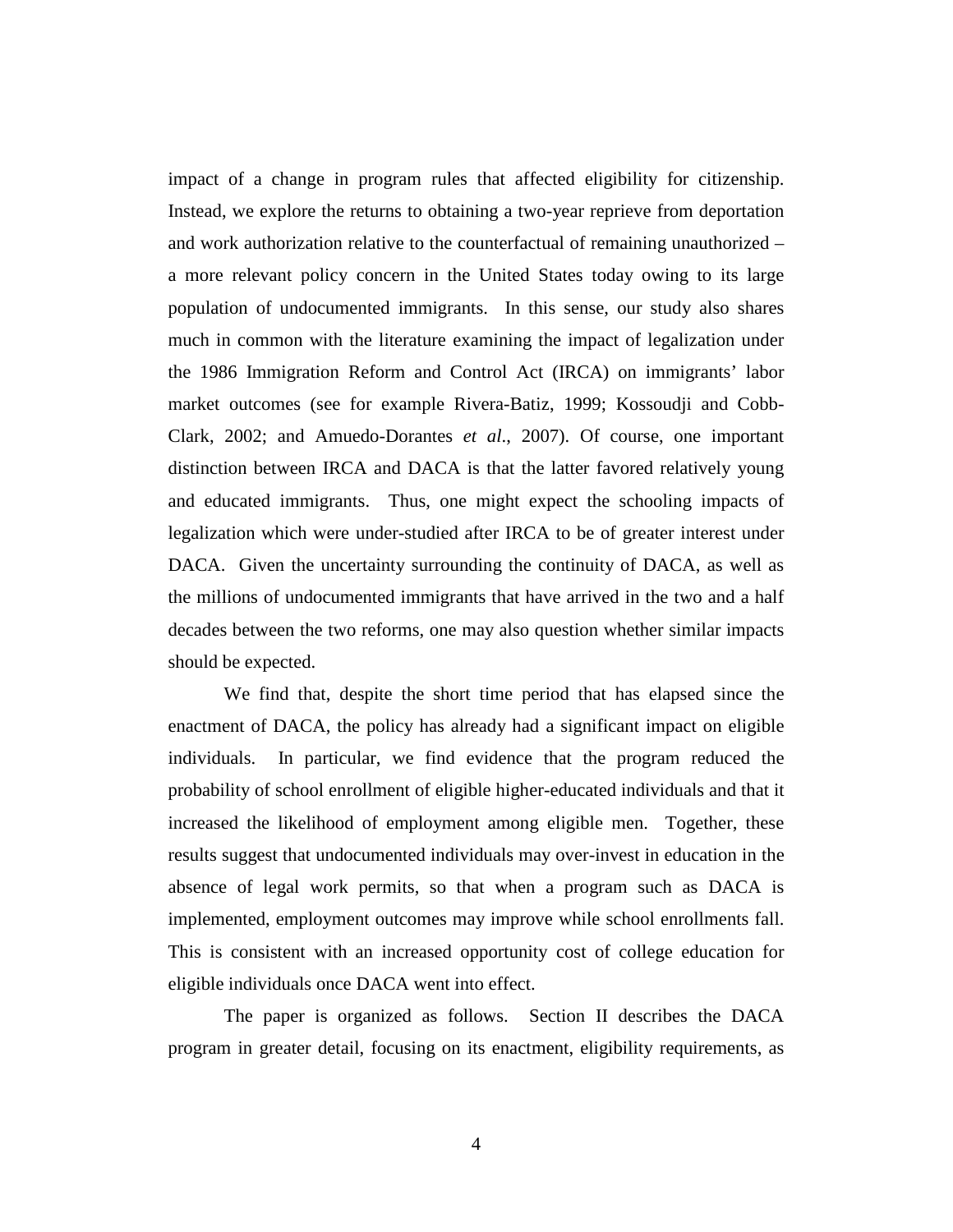impact of a change in program rules that affected eligibility for citizenship. Instead, we explore the returns to obtaining a two-year reprieve from deportation and work authorization relative to the counterfactual of remaining unauthorized – a more relevant policy concern in the United States today owing to its large population of undocumented immigrants. In this sense, our study also shares much in common with the literature examining the impact of legalization under the 1986 Immigration Reform and Control Act (IRCA) on immigrants' labor market outcomes (see for example Rivera-Batiz, 1999; Kossoudji and Cobb-Clark, 2002; and Amuedo-Dorantes *et al*., 2007). Of course, one important distinction between IRCA and DACA is that the latter favored relatively young and educated immigrants. Thus, one might expect the schooling impacts of legalization which were under-studied after IRCA to be of greater interest under DACA. Given the uncertainty surrounding the continuity of DACA, as well as the millions of undocumented immigrants that have arrived in the two and a half decades between the two reforms, one may also question whether similar impacts should be expected.

We find that, despite the short time period that has elapsed since the enactment of DACA, the policy has already had a significant impact on eligible individuals. In particular, we find evidence that the program reduced the probability of school enrollment of eligible higher-educated individuals and that it increased the likelihood of employment among eligible men. Together, these results suggest that undocumented individuals may over-invest in education in the absence of legal work permits, so that when a program such as DACA is implemented, employment outcomes may improve while school enrollments fall. This is consistent with an increased opportunity cost of college education for eligible individuals once DACA went into effect.

The paper is organized as follows. Section II describes the DACA program in greater detail, focusing on its enactment, eligibility requirements, as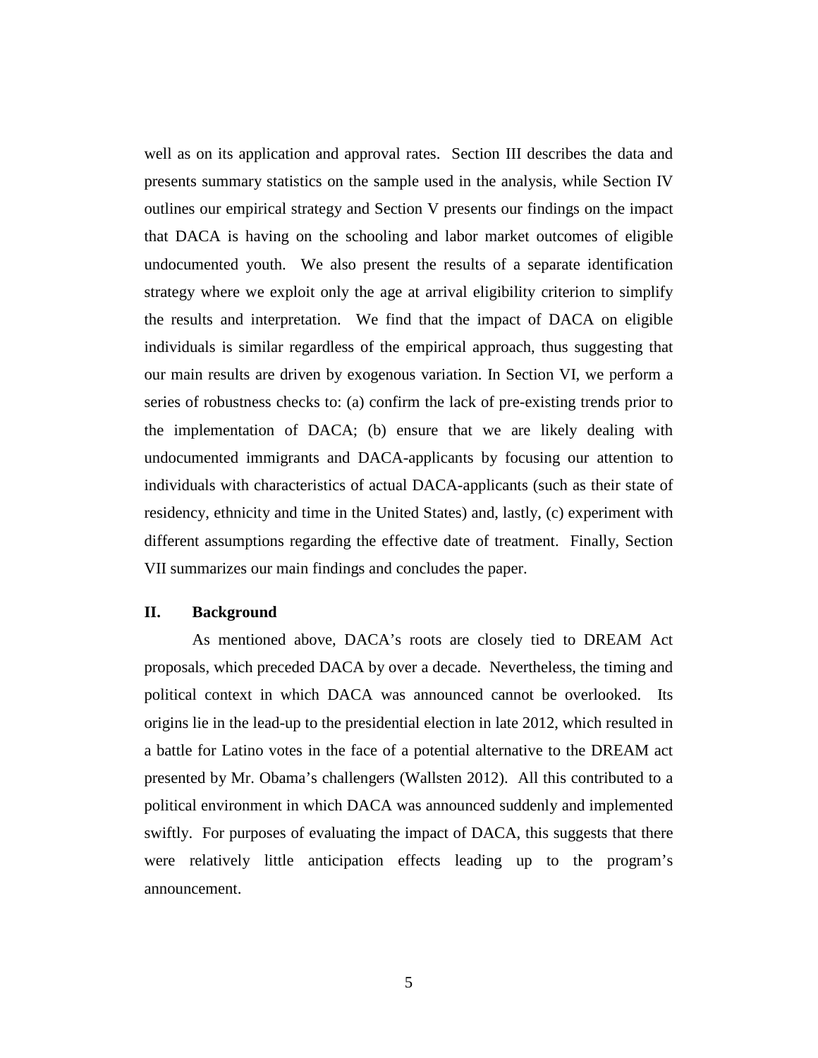well as on its application and approval rates. Section III describes the data and presents summary statistics on the sample used in the analysis, while Section IV outlines our empirical strategy and Section V presents our findings on the impact that DACA is having on the schooling and labor market outcomes of eligible undocumented youth. We also present the results of a separate identification strategy where we exploit only the age at arrival eligibility criterion to simplify the results and interpretation. We find that the impact of DACA on eligible individuals is similar regardless of the empirical approach, thus suggesting that our main results are driven by exogenous variation. In Section VI, we perform a series of robustness checks to: (a) confirm the lack of pre-existing trends prior to the implementation of DACA; (b) ensure that we are likely dealing with undocumented immigrants and DACA-applicants by focusing our attention to individuals with characteristics of actual DACA-applicants (such as their state of residency, ethnicity and time in the United States) and, lastly, (c) experiment with different assumptions regarding the effective date of treatment. Finally, Section VII summarizes our main findings and concludes the paper.

## II. Background

As mentioned above, DACA's roots are closely tied to DREAM Act proposals, which preceded DACA by over a decade. Nevertheless, the timing and political context in which DACA was announced cannot be overlooked. Its origins lie in the lead-up to the presidential election in late 2012, which resulted in a battle for Latino votes in the face of a potential alternative to the DREAM act presented by Mr. Obama's challengers (Wallsten 2012). All this contributed to a political environment in which DACA was announced suddenly and implemented swiftly. For purposes of evaluating the impact of DACA, this suggests that there were relatively little anticipation effects leading up to the program's announcement.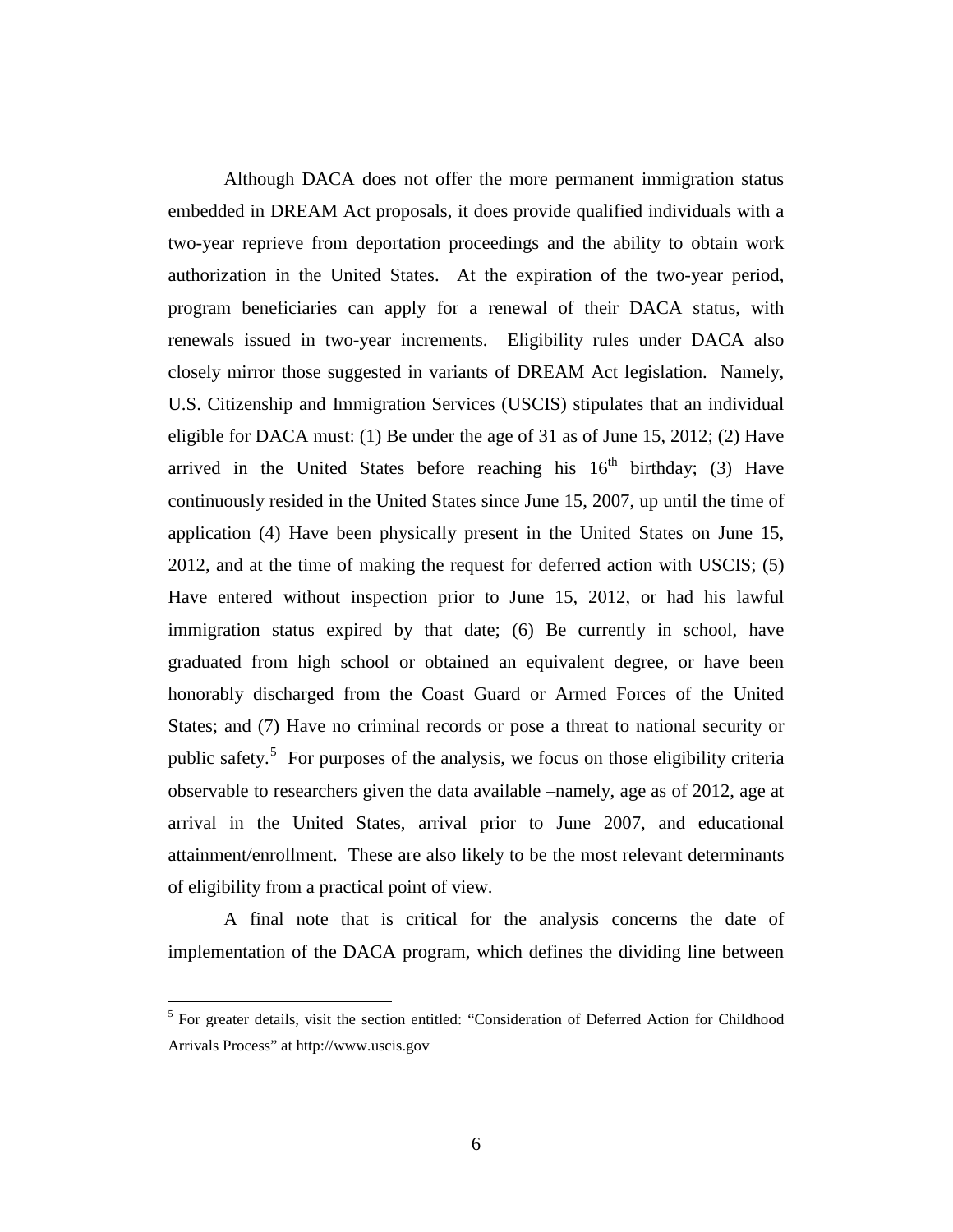Although DACA does not offer the more permanent immigration status embedded in DREAM Act proposals, it does provide qualified individuals with a two-year reprieve from deportation proceedings and the ability to obtain work authorization in the United States. At the expiration of the two-year period, program beneficiaries can apply for a renewal of their DACA status, with renewals issued in two-year increments. Eligibility rules under DACA also closely mirror those suggested in variants of DREAM Act legislation. Namely, U.S. Citizenship and Immigration Services (USCIS) stipulates that an individual eligible for DACA must: (1) Be under the age of 31 as of June 15, 2012; (2) Have arrived in the United States before reaching his 16th birthday; (3) Have continuously resided in the United States since June 15, 2007, up until the time of application (4) Have been physically present in the United States on June 15, 2012, and at the time of making the request for deferred action with USCIS; (5) Have entered without inspection prior to June 15, 2012, or had his lawful immigration status expired by that date; (6) Be currently in school, have graduated from high school or obtained an equivalent degree, or have been honorably discharged from the Coast Guard or Armed Forces of the United States; and (7) Have no criminal records or pose a threat to national security or public safety.[5] For purposes of the analysis, we focus on those eligibility criteria observable to researchers given the data available –namely, age as of 2012, age at arrival in the United States, arrival prior to June 2007, and educational attainment/enrollment. These are also likely to be the most relevant determinants of eligibility from a practical point of view.

A final note that is critical for the analysis concerns the date of implementation of the DACA program, which defines the dividing line between

[5] For greater details, visit the section entitled: "Consideration of Deferred Action for Childhood Arrivals Process" at http://www.uscis.gov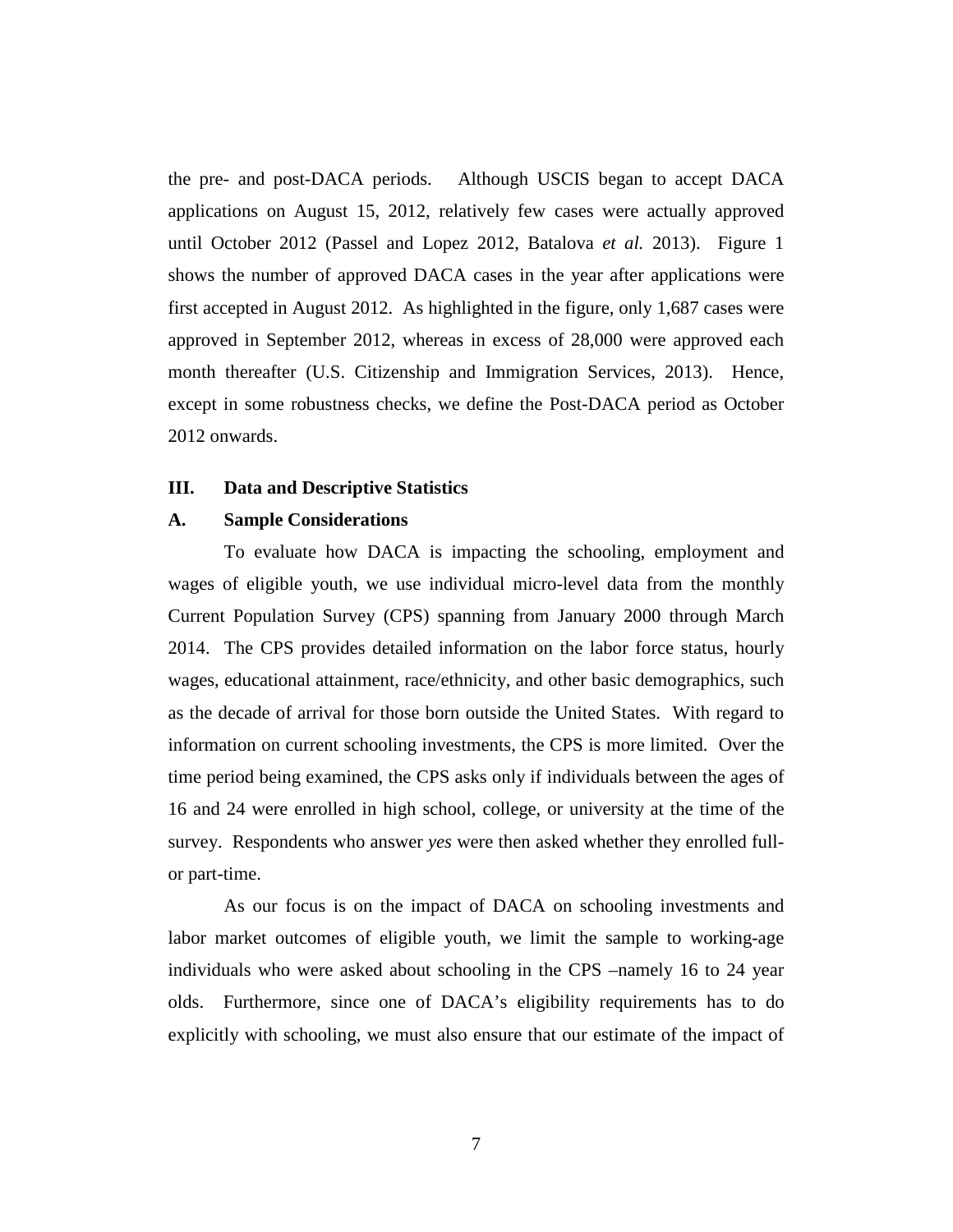the pre- and post-DACA periods. Although USCIS began to accept DACA applications on August 15, 2012, relatively few cases were actually approved until October 2012 (Passel and Lopez 2012, Batalova *et al.* 2013). Figure 1 shows the number of approved DACA cases in the year after applications were first accepted in August 2012. As highlighted in the figure, only 1,687 cases were approved in September 2012, whereas in excess of 28,000 were approved each month thereafter (U.S. Citizenship and Immigration Services, 2013). Hence, except in some robustness checks, we define the Post-DACA period as October 2012 onwards.

## III. Data and Descriptive Statistics

### A. Sample Considerations

To evaluate how DACA is impacting the schooling, employment and wages of eligible youth, we use individual micro-level data from the monthly Current Population Survey (CPS) spanning from January 2000 through March 2014. The CPS provides detailed information on the labor force status, hourly wages, educational attainment, race/ethnicity, and other basic demographics, such as the decade of arrival for those born outside the United States. With regard to information on current schooling investments, the CPS is more limited. Over the time period being examined, the CPS asks only if individuals between the ages of 16 and 24 were enrolled in high school, college, or university at the time of the survey. Respondents who answer *yes* were then asked whether they enrolled full- or part-time.

As our focus is on the impact of DACA on schooling investments and labor market outcomes of eligible youth, we limit the sample to working-age individuals who were asked about schooling in the CPS –namely 16 to 24 year olds. Furthermore, since one of DACA's eligibility requirements has to do explicitly with schooling, we must also ensure that our estimate of the impact of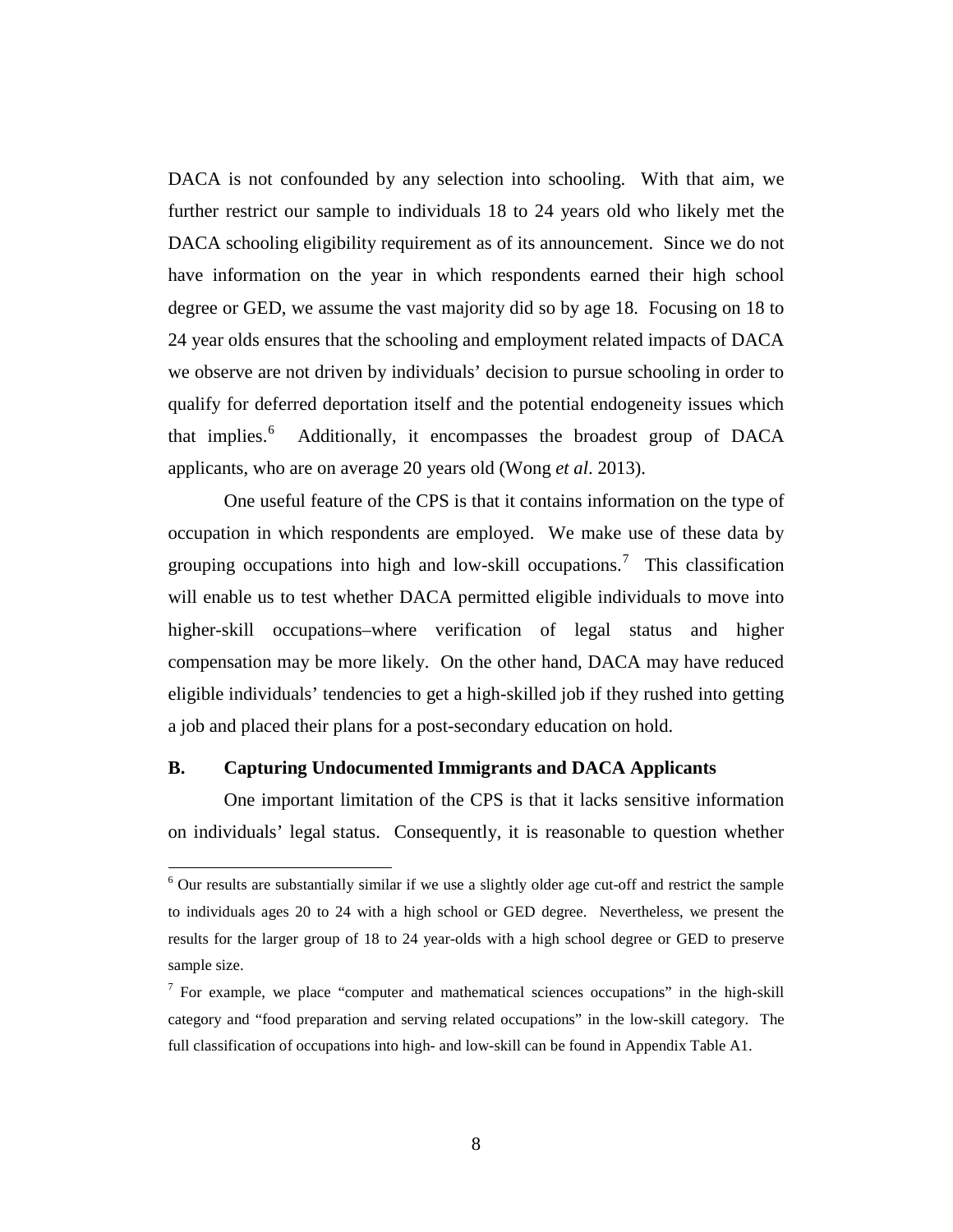DACA is not confounded by any selection into schooling. With that aim, we further restrict our sample to individuals 18 to 24 years old who likely met the DACA schooling eligibility requirement as of its announcement. Since we do not have information on the year in which respondents earned their high school degree or GED, we assume the vast majority did so by age 18. Focusing on 18 to 24 year olds ensures that the schooling and employment related impacts of DACA we observe are not driven by individuals' decision to pursue schooling in order to qualify for deferred deportation itself and the potential endogeneity issues which that implies.[6] Additionally, it encompasses the broadest group of DACA applicants, who are on average 20 years old (Wong *et al*. 2013).

One useful feature of the CPS is that it contains information on the type of occupation in which respondents are employed. We make use of these data by grouping occupations into high and low-skill occupations.[7] This classification will enable us to test whether DACA permitted eligible individuals to move into higher-skill occupations–where verification of legal status and higher compensation may be more likely. On the other hand, DACA may have reduced eligible individuals' tendencies to get a high-skilled job if they rushed into getting a job and placed their plans for a post-secondary education on hold.

### B. Capturing Undocumented Immigrants and DACA Applicants

One important limitation of the CPS is that it lacks sensitive information on individuals' legal status. Consequently, it is reasonable to question whether

---

[6] Our results are substantially similar if we use a slightly older age cut-off and restrict the sample to individuals ages 20 to 24 with a high school or GED degree. Nevertheless, we present the results for the larger group of 18 to 24 year-olds with a high school degree or GED to preserve sample size.

[7] For example, we place "computer and mathematical sciences occupations" in the high-skill category and "food preparation and serving related occupations" in the low-skill category. The full classification of occupations into high- and low-skill can be found in Appendix Table A1.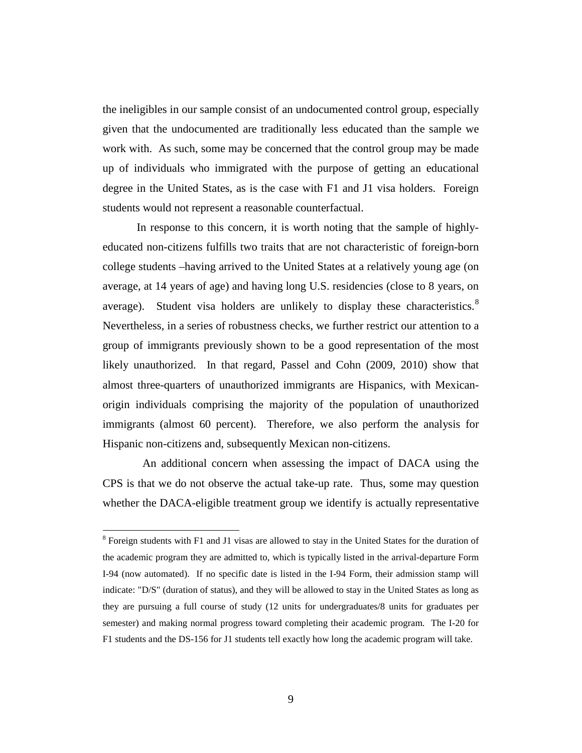the ineligibles in our sample consist of an undocumented control group, especially given that the undocumented are traditionally less educated than the sample we work with. As such, some may be concerned that the control group may be made up of individuals who immigrated with the purpose of getting an educational degree in the United States, as is the case with F1 and J1 visa holders. Foreign students would not represent a reasonable counterfactual.

In response to this concern, it is worth noting that the sample of highly-educated non-citizens fulfills two traits that are not characteristic of foreign-born college students –having arrived to the United States at a relatively young age (on average, at 14 years of age) and having long U.S. residencies (close to 8 years, on average). Student visa holders are unlikely to display these characteristics.[8] Nevertheless, in a series of robustness checks, we further restrict our attention to a group of immigrants previously shown to be a good representation of the most likely unauthorized. In that regard, Passel and Cohn (2009, 2010) show that almost three-quarters of unauthorized immigrants are Hispanics, with Mexican-origin individuals comprising the majority of the population of unauthorized immigrants (almost 60 percent). Therefore, we also perform the analysis for Hispanic non-citizens and, subsequently Mexican non-citizens.

An additional concern when assessing the impact of DACA using the CPS is that we do not observe the actual take-up rate. Thus, some may question whether the DACA-eligible treatment group we identify is actually representative

[8] Foreign students with F1 and J1 visas are allowed to stay in the United States for the duration of the academic program they are admitted to, which is typically listed in the arrival-departure Form I-94 (now automated). If no specific date is listed in the I-94 Form, their admission stamp will indicate: "D/S" (duration of status), and they will be allowed to stay in the United States as long as they are pursuing a full course of study (12 units for undergraduates/8 units for graduates per semester) and making normal progress toward completing their academic program. The I-20 for F1 students and the DS-156 for J1 students tell exactly how long the academic program will take.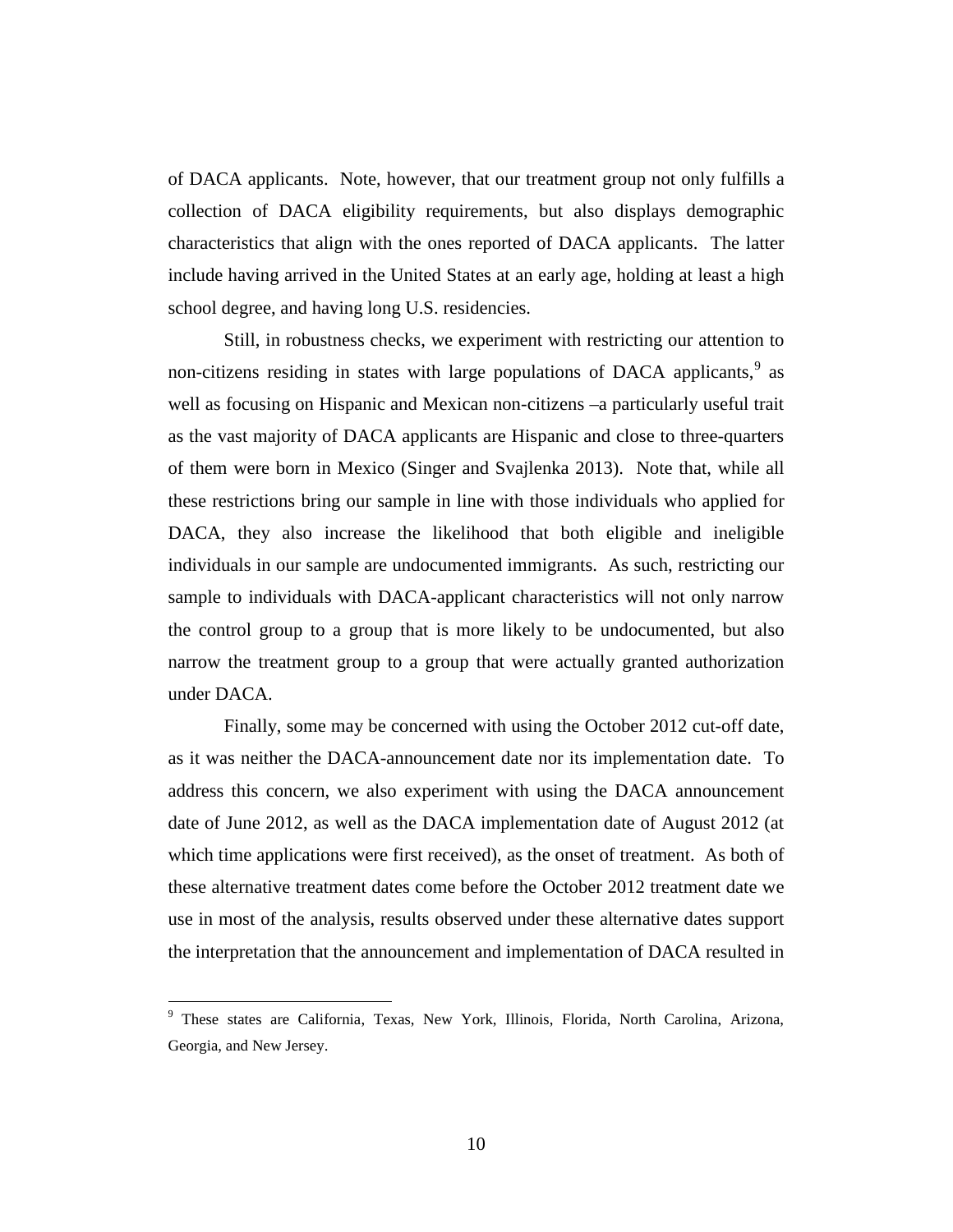of DACA applicants. Note, however, that our treatment group not only fulfills a collection of DACA eligibility requirements, but also displays demographic characteristics that align with the ones reported of DACA applicants. The latter include having arrived in the United States at an early age, holding at least a high school degree, and having long U.S. residencies.

Still, in robustness checks, we experiment with restricting our attention to non-citizens residing in states with large populations of DACA applicants,[9] as well as focusing on Hispanic and Mexican non-citizens –a particularly useful trait as the vast majority of DACA applicants are Hispanic and close to three-quarters of them were born in Mexico (Singer and Svajlenka 2013). Note that, while all these restrictions bring our sample in line with those individuals who applied for DACA, they also increase the likelihood that both eligible and ineligible individuals in our sample are undocumented immigrants. As such, restricting our sample to individuals with DACA-applicant characteristics will not only narrow the control group to a group that is more likely to be undocumented, but also narrow the treatment group to a group that were actually granted authorization under DACA.

Finally, some may be concerned with using the October 2012 cut-off date, as it was neither the DACA-announcement date nor its implementation date. To address this concern, we also experiment with using the DACA announcement date of June 2012, as well as the DACA implementation date of August 2012 (at which time applications were first received), as the onset of treatment. As both of these alternative treatment dates come before the October 2012 treatment date we use in most of the analysis, results observed under these alternative dates support the interpretation that the announcement and implementation of DACA resulted in

[9] These states are California, Texas, New York, Illinois, Florida, North Carolina, Arizona, Georgia, and New Jersey.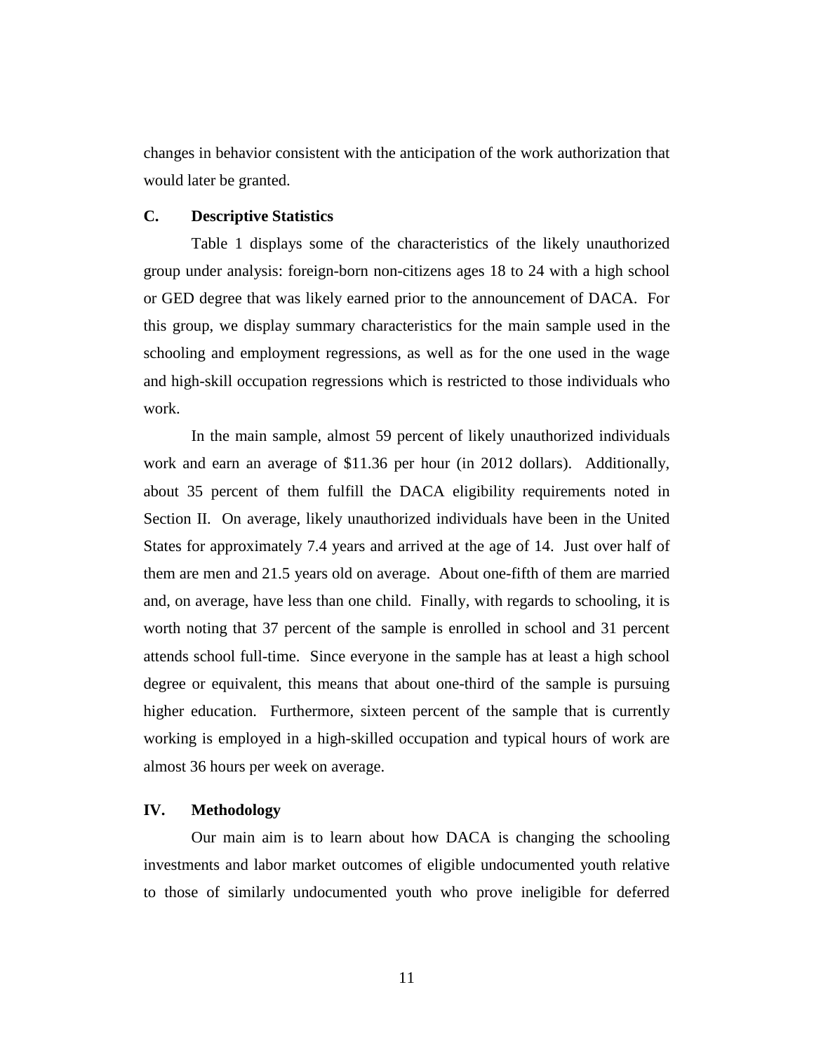changes in behavior consistent with the anticipation of the work authorization that would later be granted.

### C. Descriptive Statistics

Table 1 displays some of the characteristics of the likely unauthorized group under analysis: foreign-born non-citizens ages 18 to 24 with a high school or GED degree that was likely earned prior to the announcement of DACA. For this group, we display summary characteristics for the main sample used in the schooling and employment regressions, as well as for the one used in the wage and high-skill occupation regressions which is restricted to those individuals who work.

In the main sample, almost 59 percent of likely unauthorized individuals work and earn an average of $11.36 per hour (in 2012 dollars). Additionally, about 35 percent of them fulfill the DACA eligibility requirements noted in Section II. On average, likely unauthorized individuals have been in the United States for approximately 7.4 years and arrived at the age of 14. Just over half of them are men and 21.5 years old on average. About one-fifth of them are married and, on average, have less than one child. Finally, with regards to schooling, it is worth noting that 37 percent of the sample is enrolled in school and 31 percent attends school full-time. Since everyone in the sample has at least a high school degree or equivalent, this means that about one-third of the sample is pursuing higher education. Furthermore, sixteen percent of the sample that is currently working is employed in a high-skilled occupation and typical hours of work are almost 36 hours per week on average.

## IV. Methodology

Our main aim is to learn about how DACA is changing the schooling investments and labor market outcomes of eligible undocumented youth relative to those of similarly undocumented youth who prove ineligible for deferred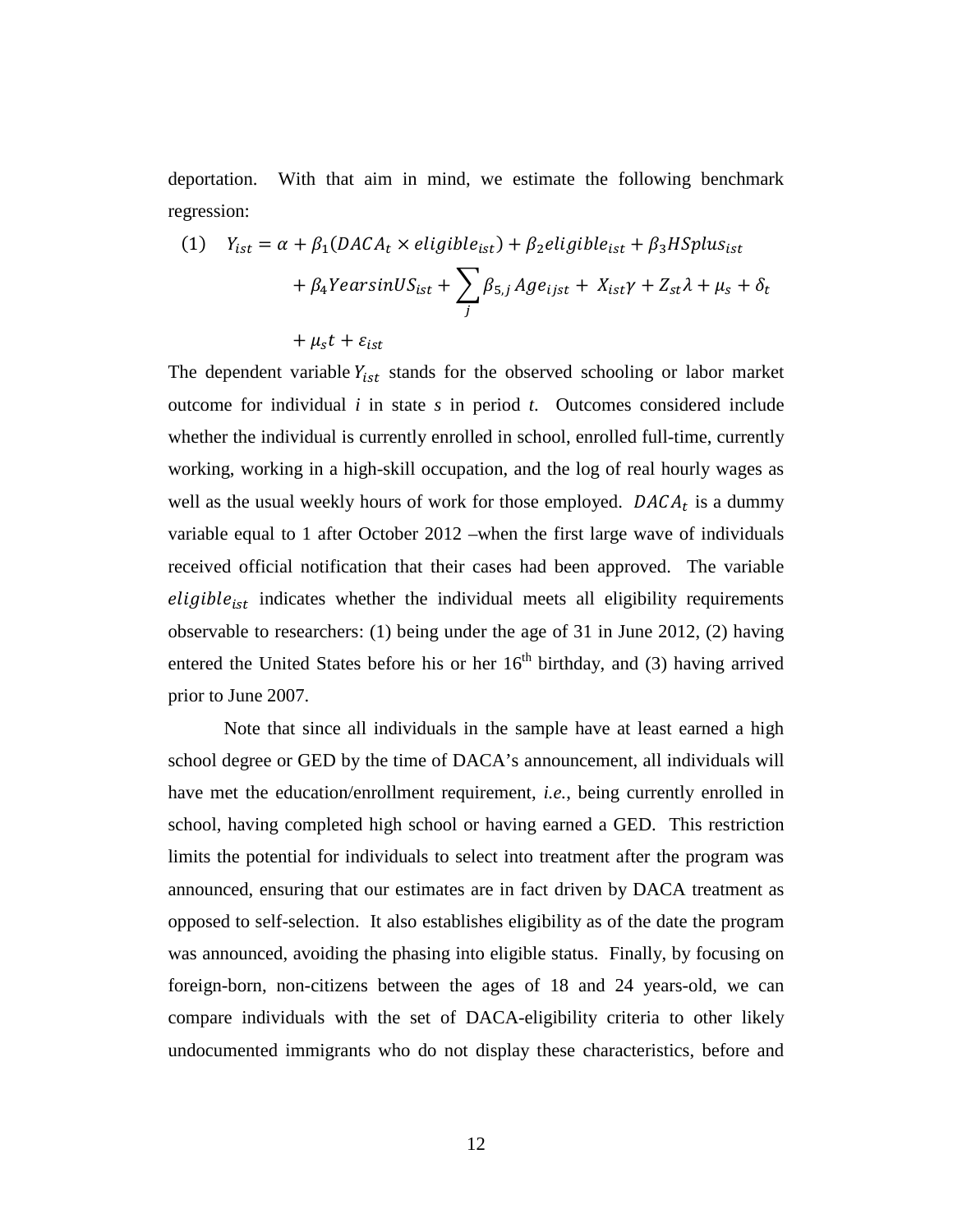deportation. With that aim in mind, we estimate the following benchmark regression:

$$
(1) \quad Y_{ist} = \alpha + \beta_1(DACA_t \times eligible_{ist}) + \beta_2 eligible_{ist} + \beta_3 HSplus_{ist} + \beta_4 YearsinUS_{ist} + \sum_j \beta_{5,j} Age_{ijst} + X_{ist}\gamma + Z_{st}\lambda + \mu_s + \delta_t + \mu_s t + \varepsilon_{ist}
$$

The dependent variable $Y_{ist}$ stands for the observed schooling or labor market outcome for individual *i* in state *s* in period *t*. Outcomes considered include whether the individual is currently enrolled in school, enrolled full-time, currently working, working in a high-skill occupation, and the log of real hourly wages as well as the usual weekly hours of work for those employed. $DACA_t$ is a dummy variable equal to 1 after October 2012 –when the first large wave of individuals received official notification that their cases had been approved. The variable $eligible_{ist}$ indicates whether the individual meets all eligibility requirements observable to researchers: (1) being under the age of 31 in June 2012, (2) having entered the United States before his or her $16^{th}$ birthday, and (3) having arrived prior to June 2007.

Note that since all individuals in the sample have at least earned a high school degree or GED by the time of DACA's announcement, all individuals will have met the education/enrollment requirement, *i.e.*, being currently enrolled in school, having completed high school or having earned a GED. This restriction limits the potential for individuals to select into treatment after the program was announced, ensuring that our estimates are in fact driven by DACA treatment as opposed to self-selection. It also establishes eligibility as of the date the program was announced, avoiding the phasing into eligible status. Finally, by focusing on foreign-born, non-citizens between the ages of 18 and 24 years-old, we can compare individuals with the set of DACA-eligibility criteria to other likely undocumented immigrants who do not display these characteristics, before and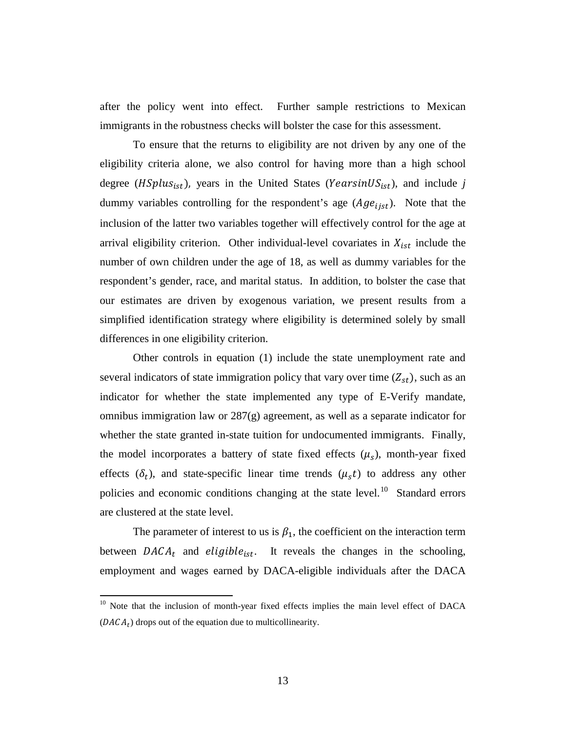after the policy went into effect. Further sample restrictions to Mexican immigrants in the robustness checks will bolster the case for this assessment.

To ensure that the returns to eligibility are not driven by any one of the eligibility criteria alone, we also control for having more than a high school degree ($HSplus_{ist}$), years in the United States ($YearsinUS_{ist}$), and include $j$ dummy variables controlling for the respondent's age ($Age_{ijst}$). Note that the inclusion of the latter two variables together will effectively control for the age at arrival eligibility criterion. Other individual-level covariates in $X_{ist}$ include the number of own children under the age of 18, as well as dummy variables for the respondent's gender, race, and marital status. In addition, to bolster the case that our estimates are driven by exogenous variation, we present results from a simplified identification strategy where eligibility is determined solely by small differences in one eligibility criterion.

Other controls in equation (1) include the state unemployment rate and several indicators of state immigration policy that vary over time ($Z_{st}$), such as an indicator for whether the state implemented any type of E-Verify mandate, omnibus immigration law or 287(g) agreement, as well as a separate indicator for whether the state granted in-state tuition for undocumented immigrants. Finally, the model incorporates a battery of state fixed effects ($\mu_s$), month-year fixed effects ($\delta_t$), and state-specific linear time trends ($\mu_s t$) to address any other policies and economic conditions changing at the state level.[10] Standard errors are clustered at the state level.

The parameter of interest to us is $\beta_1$, the coefficient on the interaction term between $DACA_t$ and $eligible_{ist}$. It reveals the changes in the schooling, employment and wages earned by DACA-eligible individuals after the DACA

[10] Note that the inclusion of month-year fixed effects implies the main level effect of DACA ($DACA_t$) drops out of the equation due to multicollinearity.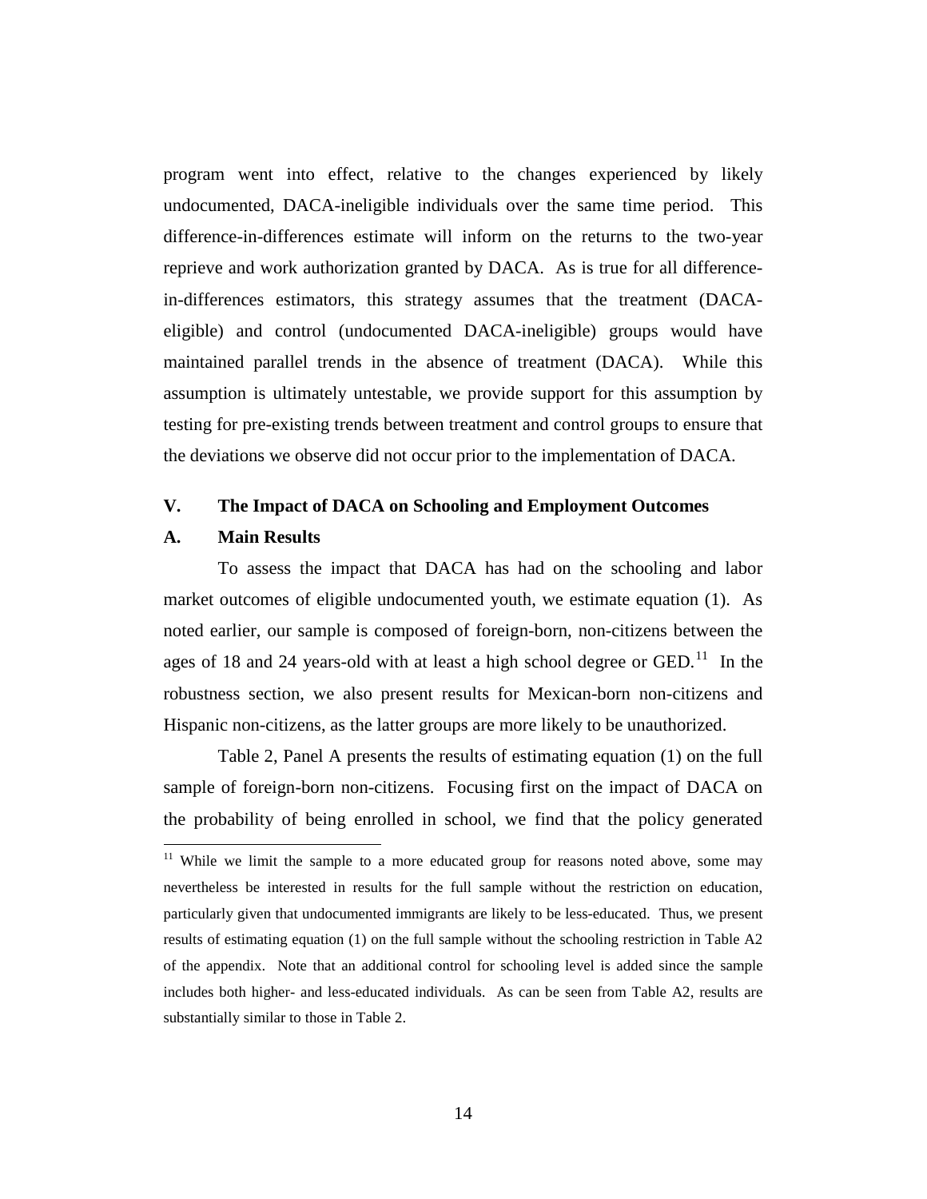program went into effect, relative to the changes experienced by likely undocumented, DACA-ineligible individuals over the same time period. This difference-in-differences estimate will inform on the returns to the two-year reprieve and work authorization granted by DACA. As is true for all difference-in-differences estimators, this strategy assumes that the treatment (DACA-eligible) and control (undocumented DACA-ineligible) groups would have maintained parallel trends in the absence of treatment (DACA). While this assumption is ultimately untestable, we provide support for this assumption by testing for pre-existing trends between treatment and control groups to ensure that the deviations we observe did not occur prior to the implementation of DACA.

## V. The Impact of DACA on Schooling and Employment Outcomes

### A. Main Results

To assess the impact that DACA has had on the schooling and labor market outcomes of eligible undocumented youth, we estimate equation (1). As noted earlier, our sample is composed of foreign-born, non-citizens between the ages of 18 and 24 years-old with at least a high school degree or GED.[11] In the robustness section, we also present results for Mexican-born non-citizens and Hispanic non-citizens, as the latter groups are more likely to be unauthorized.

Table 2, Panel A presents the results of estimating equation (1) on the full sample of foreign-born non-citizens. Focusing first on the impact of DACA on the probability of being enrolled in school, we find that the policy generated

[11] While we limit the sample to a more educated group for reasons noted above, some may nevertheless be interested in results for the full sample without the restriction on education, particularly given that undocumented immigrants are likely to be less-educated. Thus, we present results of estimating equation (1) on the full sample without the schooling restriction in Table A2 of the appendix. Note that an additional control for schooling level is added since the sample includes both higher- and less-educated individuals. As can be seen from Table A2, results are substantially similar to those in Table 2.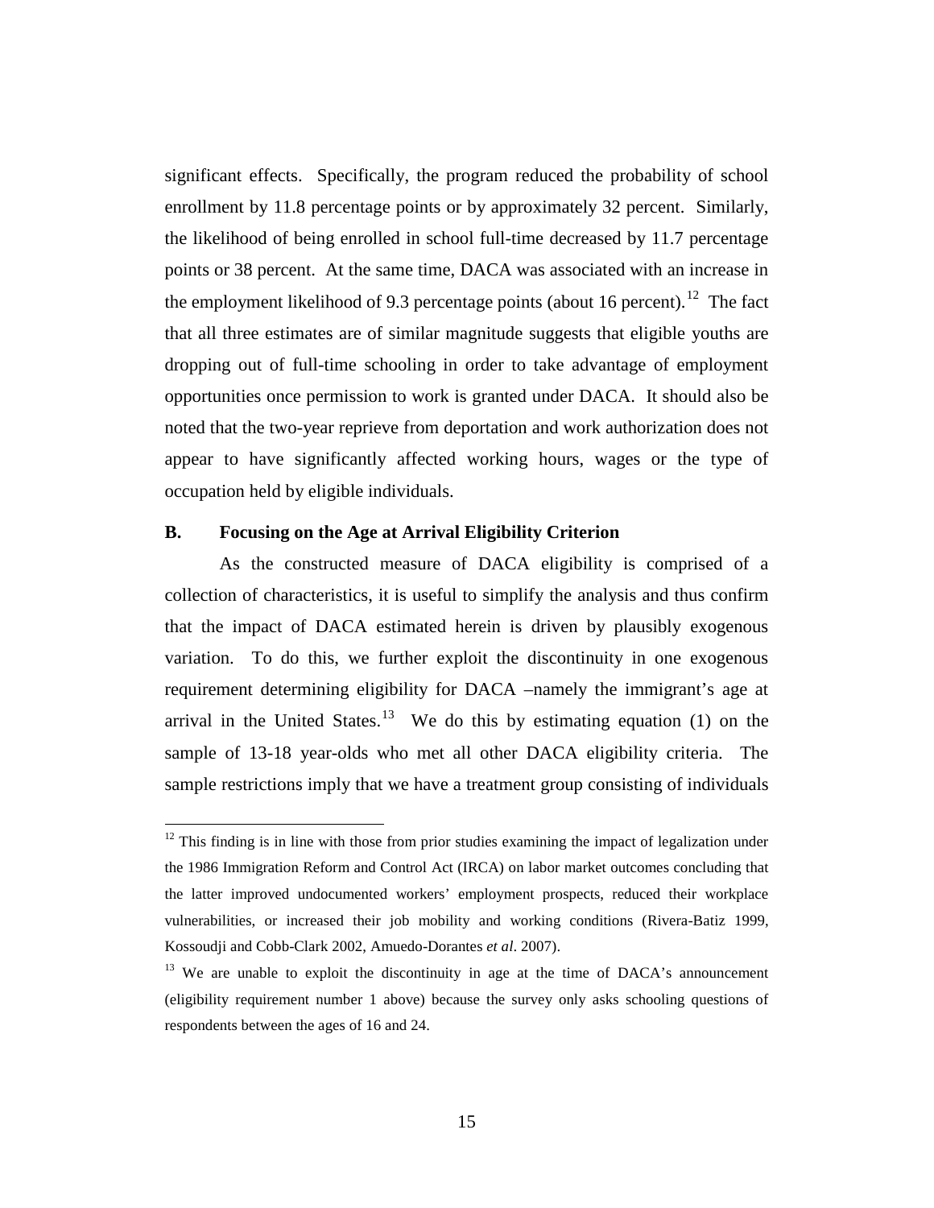significant effects. Specifically, the program reduced the probability of school enrollment by 11.8 percentage points or by approximately 32 percent. Similarly, the likelihood of being enrolled in school full-time decreased by 11.7 percentage points or 38 percent. At the same time, DACA was associated with an increase in the employment likelihood of 9.3 percentage points (about 16 percent).[12] The fact that all three estimates are of similar magnitude suggests that eligible youths are dropping out of full-time schooling in order to take advantage of employment opportunities once permission to work is granted under DACA. It should also be noted that the two-year reprieve from deportation and work authorization does not appear to have significantly affected working hours, wages or the type of occupation held by eligible individuals.

### B. Focusing on the Age at Arrival Eligibility Criterion

As the constructed measure of DACA eligibility is comprised of a collection of characteristics, it is useful to simplify the analysis and thus confirm that the impact of DACA estimated herein is driven by plausibly exogenous variation. To do this, we further exploit the discontinuity in one exogenous requirement determining eligibility for DACA –namely the immigrant's age at arrival in the United States.[13] We do this by estimating equation (1) on the sample of 13-18 year-olds who met all other DACA eligibility criteria. The sample restrictions imply that we have a treatment group consisting of individuals

---

[12] This finding is in line with those from prior studies examining the impact of legalization under the 1986 Immigration Reform and Control Act (IRCA) on labor market outcomes concluding that the latter improved undocumented workers' employment prospects, reduced their workplace vulnerabilities, or increased their job mobility and working conditions (Rivera-Batiz 1999, Kossoudji and Cobb-Clark 2002, Amuedo-Dorantes *et al*. 2007).

[13] We are unable to exploit the discontinuity in age at the time of DACA's announcement (eligibility requirement number 1 above) because the survey only asks schooling questions of respondents between the ages of 16 and 24.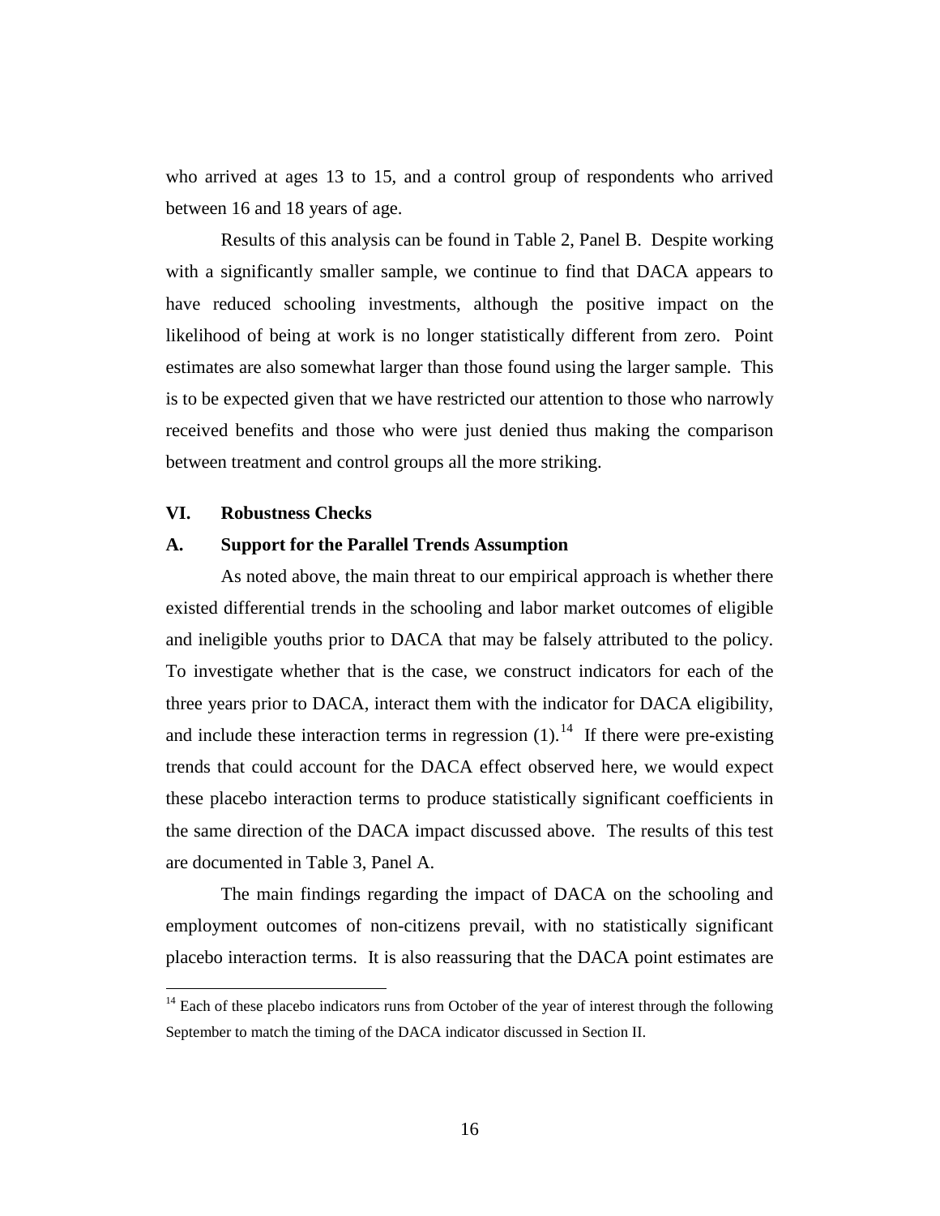who arrived at ages 13 to 15, and a control group of respondents who arrived between 16 and 18 years of age.

Results of this analysis can be found in Table 2, Panel B. Despite working with a significantly smaller sample, we continue to find that DACA appears to have reduced schooling investments, although the positive impact on the likelihood of being at work is no longer statistically different from zero. Point estimates are also somewhat larger than those found using the larger sample. This is to be expected given that we have restricted our attention to those who narrowly received benefits and those who were just denied thus making the comparison between treatment and control groups all the more striking.

## VI. Robustness Checks

### A. Support for the Parallel Trends Assumption

As noted above, the main threat to our empirical approach is whether there existed differential trends in the schooling and labor market outcomes of eligible and ineligible youths prior to DACA that may be falsely attributed to the policy. To investigate whether that is the case, we construct indicators for each of the three years prior to DACA, interact them with the indicator for DACA eligibility, and include these interaction terms in regression (1).[14] If there were pre-existing trends that could account for the DACA effect observed here, we would expect these placebo interaction terms to produce statistically significant coefficients in the same direction of the DACA impact discussed above. The results of this test are documented in Table 3, Panel A.

The main findings regarding the impact of DACA on the schooling and employment outcomes of non-citizens prevail, with no statistically significant placebo interaction terms. It is also reassuring that the DACA point estimates are

[14] Each of these placebo indicators runs from October of the year of interest through the following September to match the timing of the DACA indicator discussed in Section II.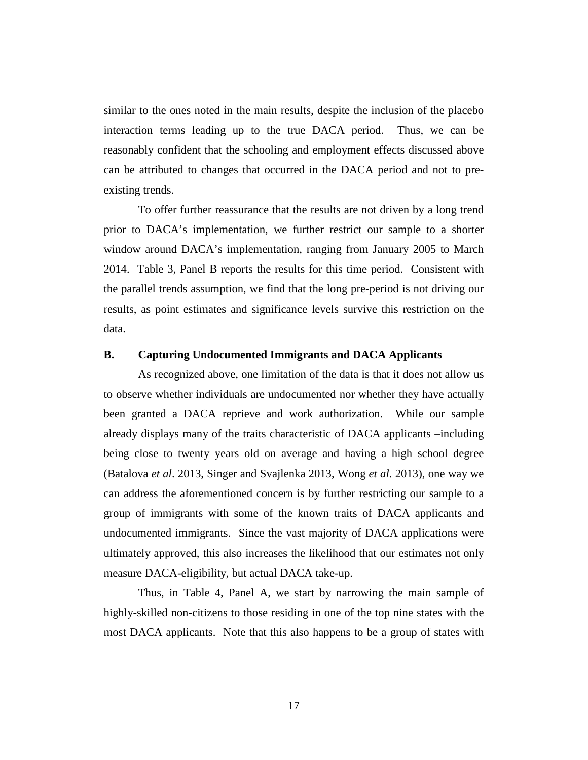similar to the ones noted in the main results, despite the inclusion of the placebo interaction terms leading up to the true DACA period. Thus, we can be reasonably confident that the schooling and employment effects discussed above can be attributed to changes that occurred in the DACA period and not to pre-existing trends.

To offer further reassurance that the results are not driven by a long trend prior to DACA's implementation, we further restrict our sample to a shorter window around DACA's implementation, ranging from January 2005 to March 2014. Table 3, Panel B reports the results for this time period. Consistent with the parallel trends assumption, we find that the long pre-period is not driving our results, as point estimates and significance levels survive this restriction on the data.

### B. Capturing Undocumented Immigrants and DACA Applicants

As recognized above, one limitation of the data is that it does not allow us to observe whether individuals are undocumented nor whether they have actually been granted a DACA reprieve and work authorization. While our sample already displays many of the traits characteristic of DACA applicants –including being close to twenty years old on average and having a high school degree (Batalova *et al*. 2013, Singer and Svajlenka 2013, Wong *et al*. 2013), one way we can address the aforementioned concern is by further restricting our sample to a group of immigrants with some of the known traits of DACA applicants and undocumented immigrants. Since the vast majority of DACA applications were ultimately approved, this also increases the likelihood that our estimates not only measure DACA-eligibility, but actual DACA take-up.

Thus, in Table 4, Panel A, we start by narrowing the main sample of highly-skilled non-citizens to those residing in one of the top nine states with the most DACA applicants. Note that this also happens to be a group of states with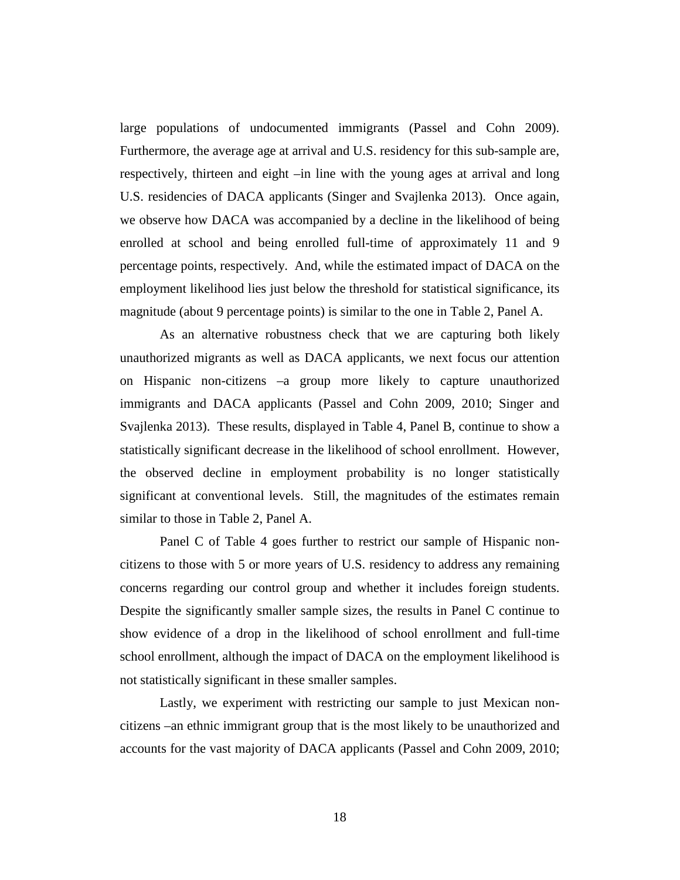large populations of undocumented immigrants (Passel and Cohn 2009). Furthermore, the average age at arrival and U.S. residency for this sub-sample are, respectively, thirteen and eight –in line with the young ages at arrival and long U.S. residencies of DACA applicants (Singer and Svajlenka 2013). Once again, we observe how DACA was accompanied by a decline in the likelihood of being enrolled at school and being enrolled full-time of approximately 11 and 9 percentage points, respectively. And, while the estimated impact of DACA on the employment likelihood lies just below the threshold for statistical significance, its magnitude (about 9 percentage points) is similar to the one in Table 2, Panel A.

As an alternative robustness check that we are capturing both likely unauthorized migrants as well as DACA applicants, we next focus our attention on Hispanic non-citizens –a group more likely to capture unauthorized immigrants and DACA applicants (Passel and Cohn 2009, 2010; Singer and Svajlenka 2013). These results, displayed in Table 4, Panel B, continue to show a statistically significant decrease in the likelihood of school enrollment. However, the observed decline in employment probability is no longer statistically significant at conventional levels. Still, the magnitudes of the estimates remain similar to those in Table 2, Panel A.

Panel C of Table 4 goes further to restrict our sample of Hispanic non-citizens to those with 5 or more years of U.S. residency to address any remaining concerns regarding our control group and whether it includes foreign students. Despite the significantly smaller sample sizes, the results in Panel C continue to show evidence of a drop in the likelihood of school enrollment and full-time school enrollment, although the impact of DACA on the employment likelihood is not statistically significant in these smaller samples.

Lastly, we experiment with restricting our sample to just Mexican non-citizens –an ethnic immigrant group that is the most likely to be unauthorized and accounts for the vast majority of DACA applicants (Passel and Cohn 2009, 2010;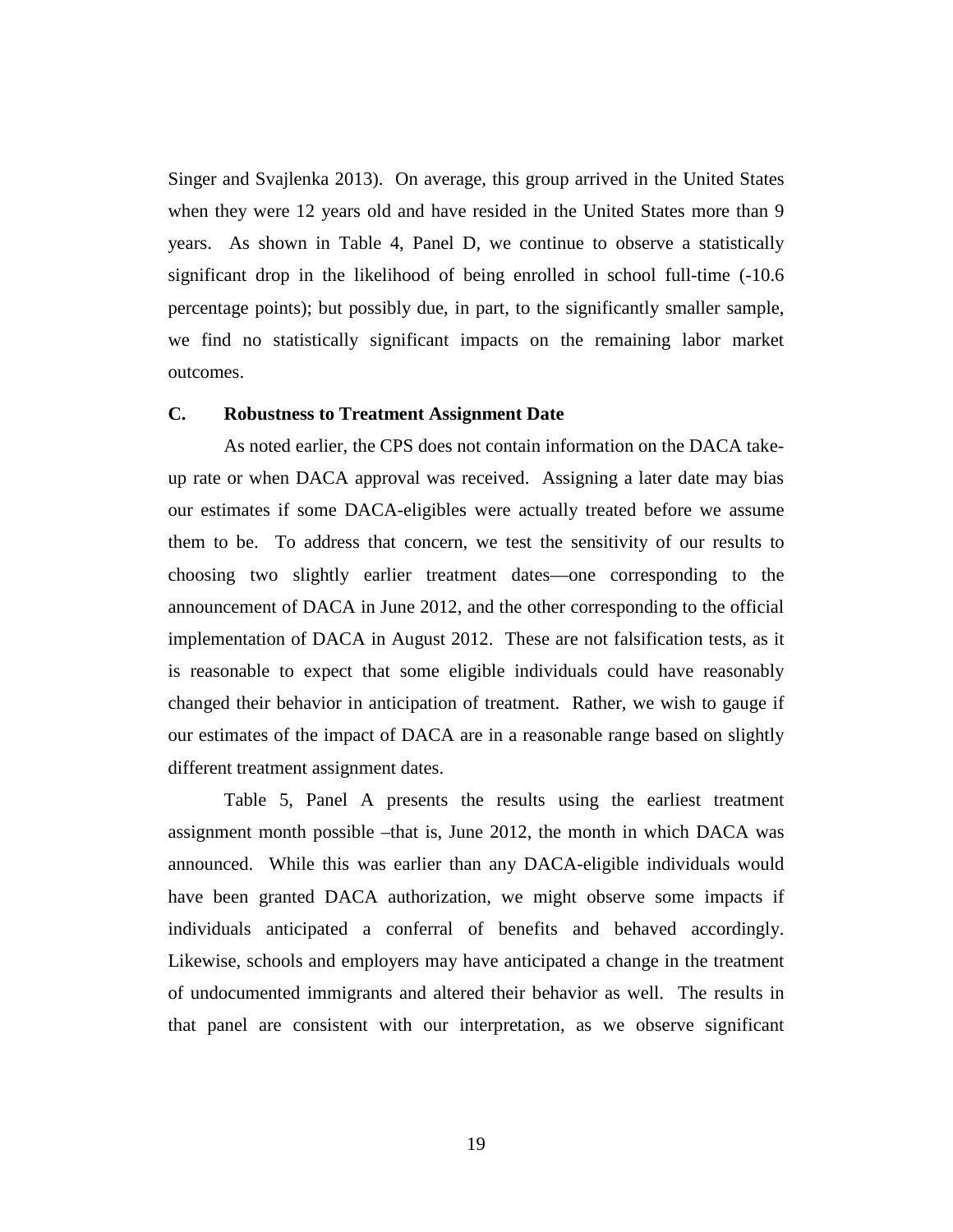Singer and Svajlenka 2013). On average, this group arrived in the United States when they were 12 years old and have resided in the United States more than 9 years. As shown in Table 4, Panel D, we continue to observe a statistically significant drop in the likelihood of being enrolled in school full-time (-10.6 percentage points); but possibly due, in part, to the significantly smaller sample, we find no statistically significant impacts on the remaining labor market outcomes.

### C. Robustness to Treatment Assignment Date

As noted earlier, the CPS does not contain information on the DACA take-up rate or when DACA approval was received. Assigning a later date may bias our estimates if some DACA-eligibles were actually treated before we assume them to be. To address that concern, we test the sensitivity of our results to choosing two slightly earlier treatment dates—one corresponding to the announcement of DACA in June 2012, and the other corresponding to the official implementation of DACA in August 2012. These are not falsification tests, as it is reasonable to expect that some eligible individuals could have reasonably changed their behavior in anticipation of treatment. Rather, we wish to gauge if our estimates of the impact of DACA are in a reasonable range based on slightly different treatment assignment dates.

Table 5, Panel A presents the results using the earliest treatment assignment month possible –that is, June 2012, the month in which DACA was announced. While this was earlier than any DACA-eligible individuals would have been granted DACA authorization, we might observe some impacts if individuals anticipated a conferral of benefits and behaved accordingly. Likewise, schools and employers may have anticipated a change in the treatment of undocumented immigrants and altered their behavior as well. The results in that panel are consistent with our interpretation, as we observe significant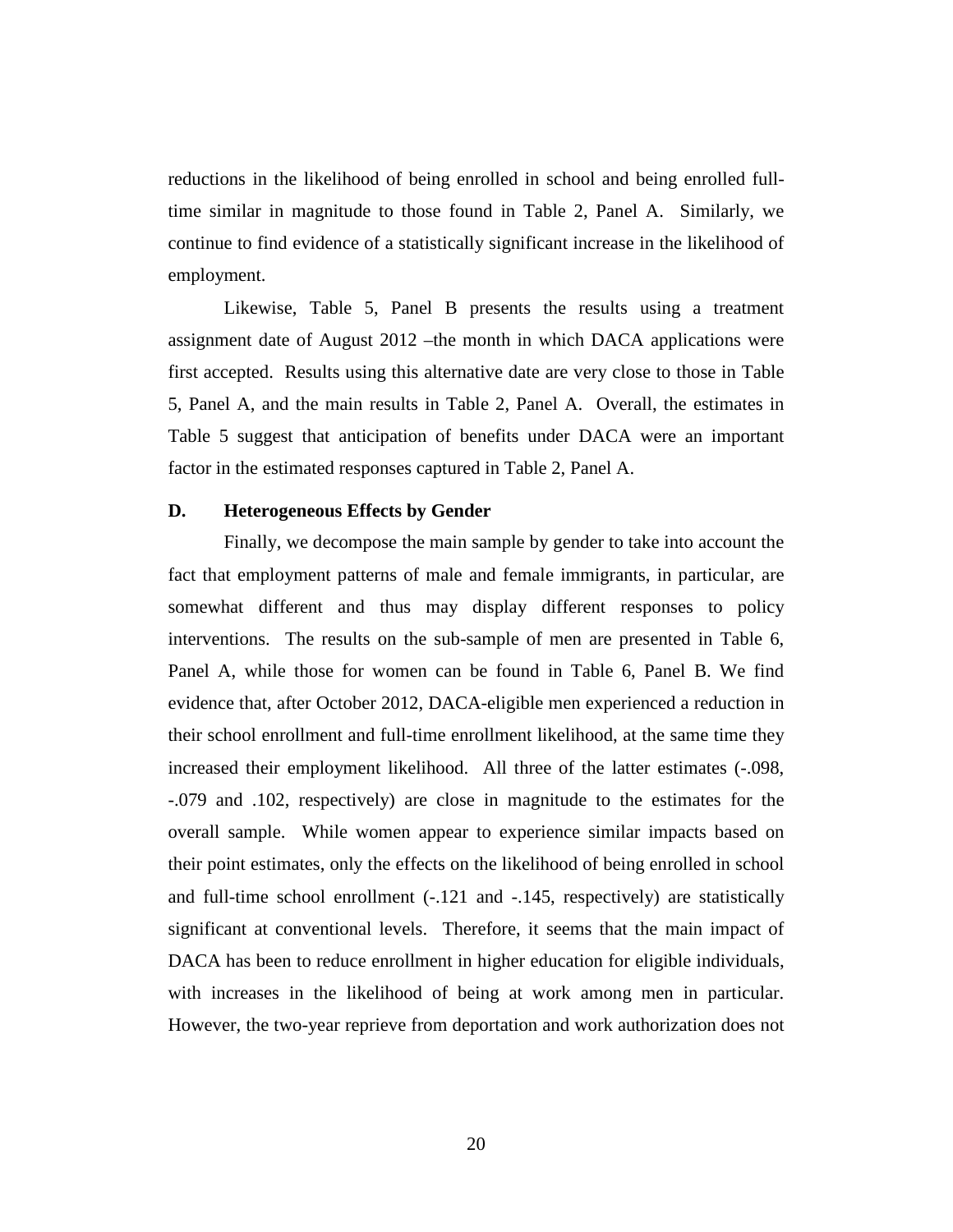reductions in the likelihood of being enrolled in school and being enrolled full-time similar in magnitude to those found in Table 2, Panel A. Similarly, we continue to find evidence of a statistically significant increase in the likelihood of employment.

Likewise, Table 5, Panel B presents the results using a treatment assignment date of August 2012 –the month in which DACA applications were first accepted. Results using this alternative date are very close to those in Table 5, Panel A, and the main results in Table 2, Panel A. Overall, the estimates in Table 5 suggest that anticipation of benefits under DACA were an important factor in the estimated responses captured in Table 2, Panel A.

### D. Heterogeneous Effects by Gender

Finally, we decompose the main sample by gender to take into account the fact that employment patterns of male and female immigrants, in particular, are somewhat different and thus may display different responses to policy interventions. The results on the sub-sample of men are presented in Table 6, Panel A, while those for women can be found in Table 6, Panel B. We find evidence that, after October 2012, DACA-eligible men experienced a reduction in their school enrollment and full-time enrollment likelihood, at the same time they increased their employment likelihood. All three of the latter estimates (-.098, -.079 and .102, respectively) are close in magnitude to the estimates for the overall sample. While women appear to experience similar impacts based on their point estimates, only the effects on the likelihood of being enrolled in school and full-time school enrollment (-.121 and -.145, respectively) are statistically significant at conventional levels. Therefore, it seems that the main impact of DACA has been to reduce enrollment in higher education for eligible individuals, with increases in the likelihood of being at work among men in particular. However, the two-year reprieve from deportation and work authorization does not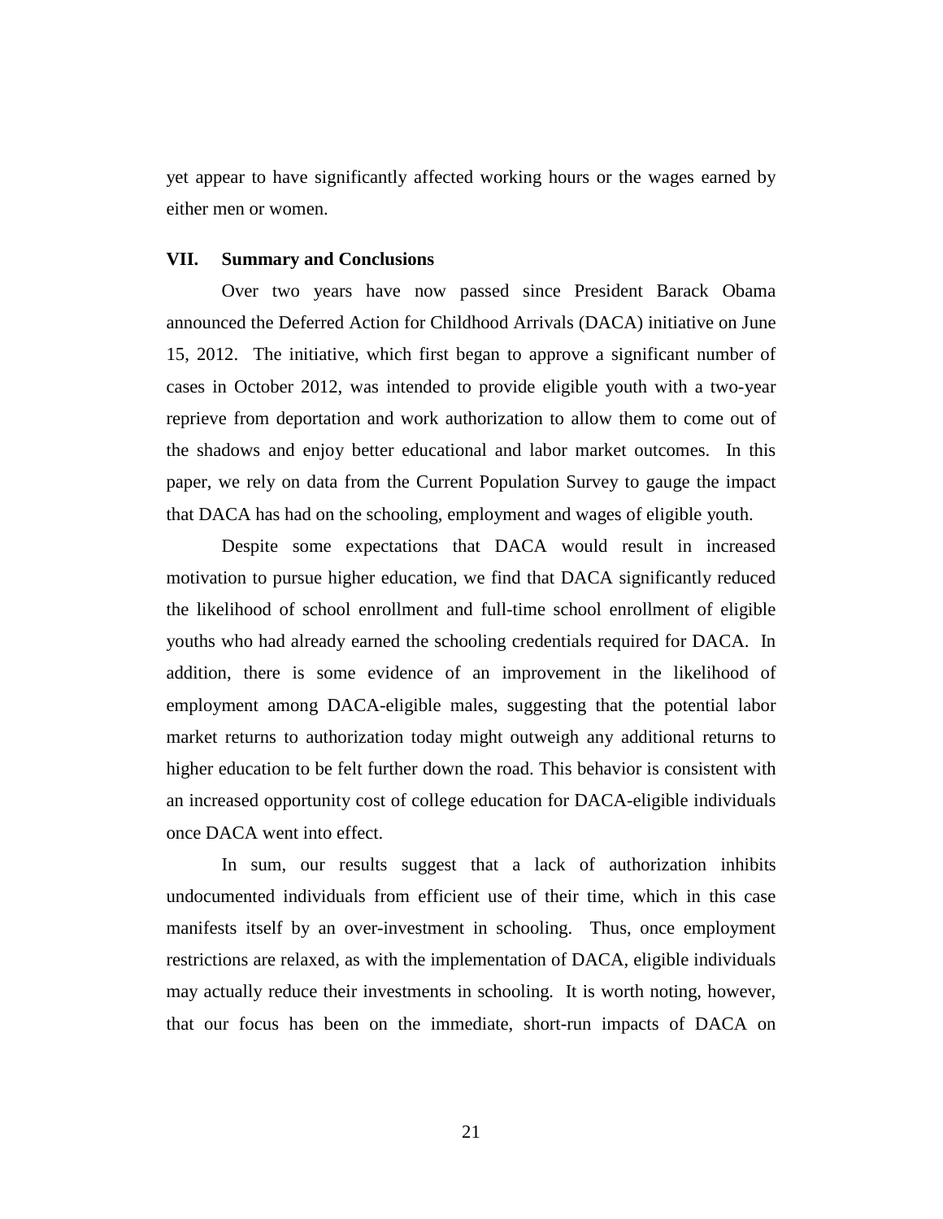yet appear to have significantly affected working hours or the wages earned by either men or women.

## VII. Summary and Conclusions

Over two years have now passed since President Barack Obama announced the Deferred Action for Childhood Arrivals (DACA) initiative on June 15, 2012. The initiative, which first began to approve a significant number of cases in October 2012, was intended to provide eligible youth with a two-year reprieve from deportation and work authorization to allow them to come out of the shadows and enjoy better educational and labor market outcomes. In this paper, we rely on data from the Current Population Survey to gauge the impact that DACA has had on the schooling, employment and wages of eligible youth.

Despite some expectations that DACA would result in increased motivation to pursue higher education, we find that DACA significantly reduced the likelihood of school enrollment and full-time school enrollment of eligible youths who had already earned the schooling credentials required for DACA. In addition, there is some evidence of an improvement in the likelihood of employment among DACA-eligible males, suggesting that the potential labor market returns to authorization today might outweigh any additional returns to higher education to be felt further down the road. This behavior is consistent with an increased opportunity cost of college education for DACA-eligible individuals once DACA went into effect.

In sum, our results suggest that a lack of authorization inhibits undocumented individuals from efficient use of their time, which in this case manifests itself by an over-investment in schooling. Thus, once employment restrictions are relaxed, as with the implementation of DACA, eligible individuals may actually reduce their investments in schooling. It is worth noting, however, that our focus has been on the immediate, short-run impacts of DACA on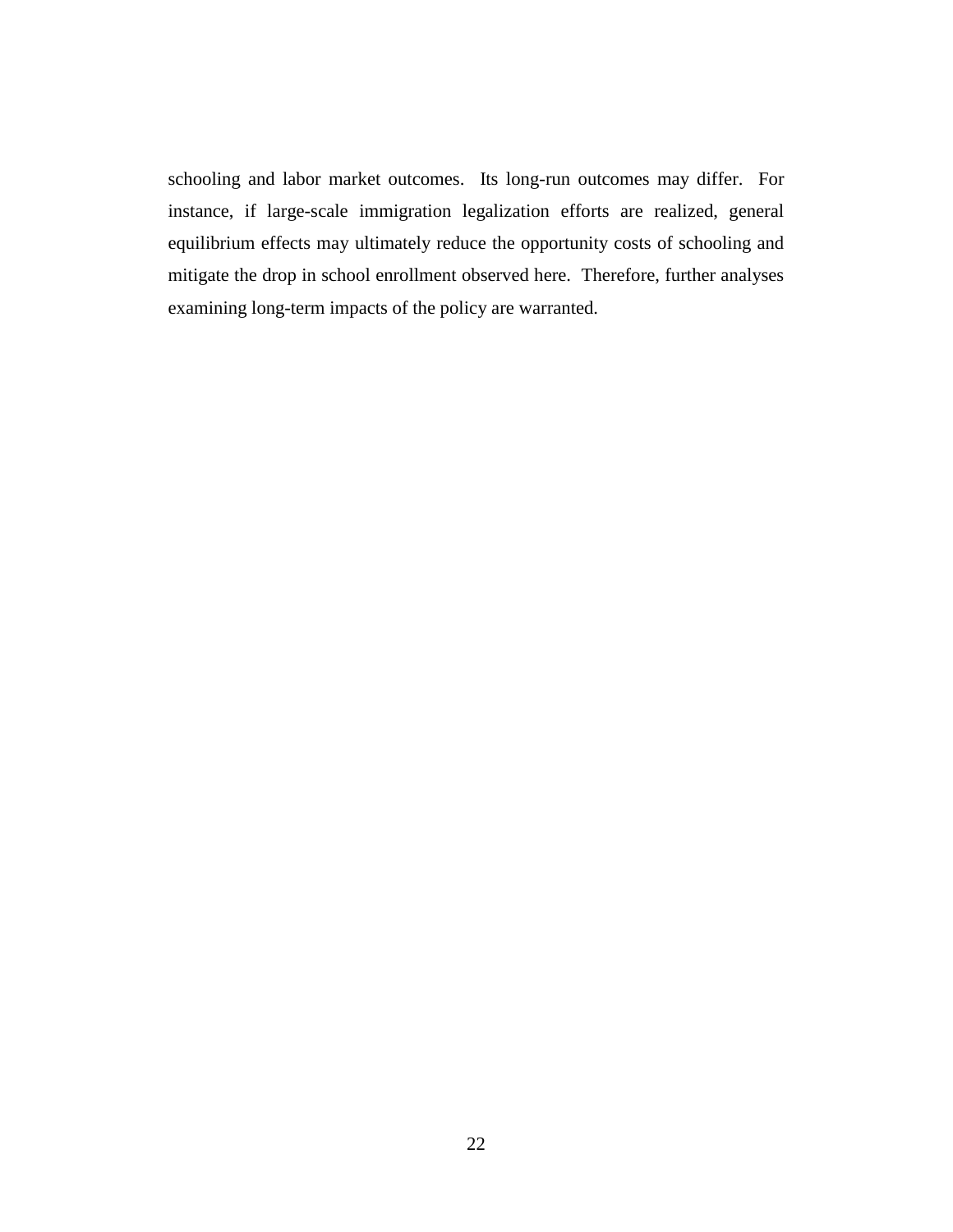schooling and labor market outcomes. Its long-run outcomes may differ. For instance, if large-scale immigration legalization efforts are realized, general equilibrium effects may ultimately reduce the opportunity costs of schooling and mitigate the drop in school enrollment observed here. Therefore, further analyses examining long-term impacts of the policy are warranted.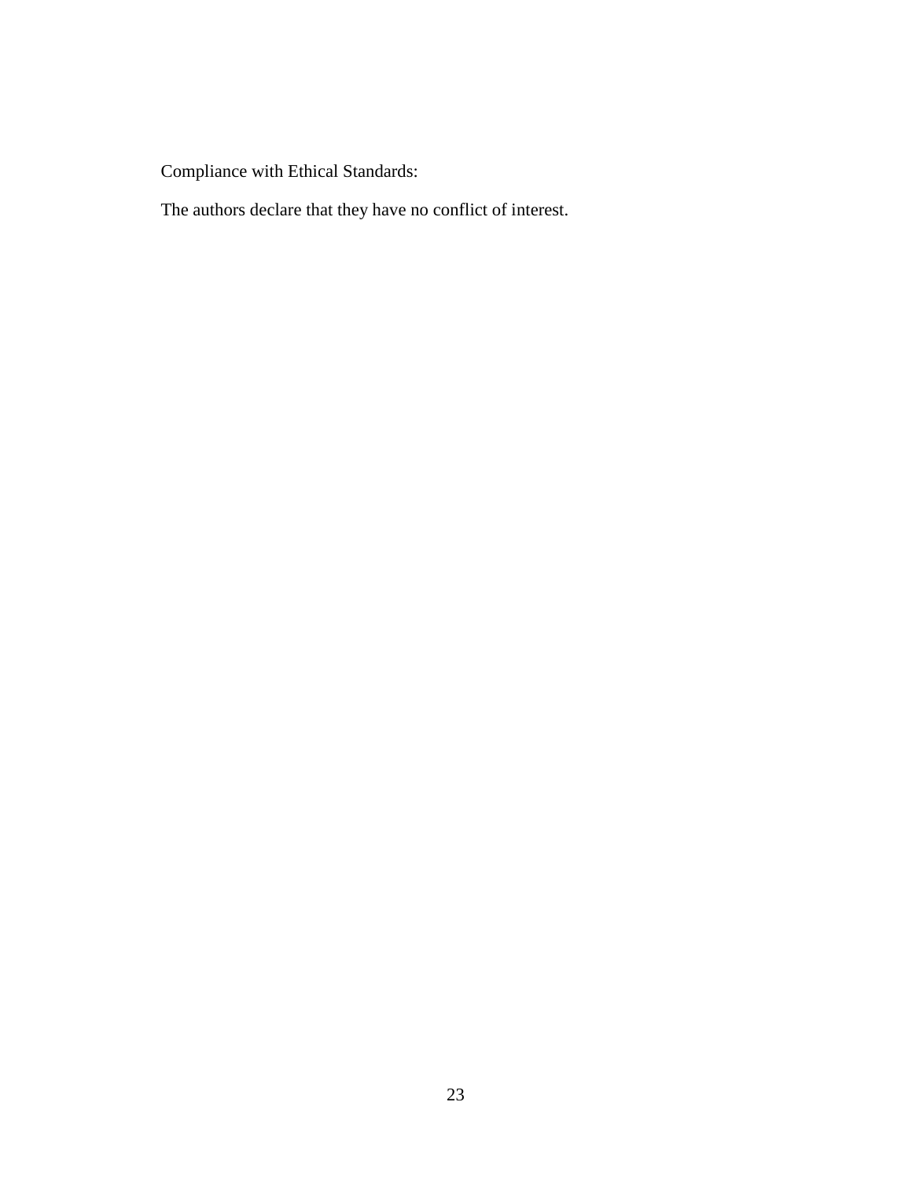Compliance with Ethical Standards:

The authors declare that they have no conflict of interest.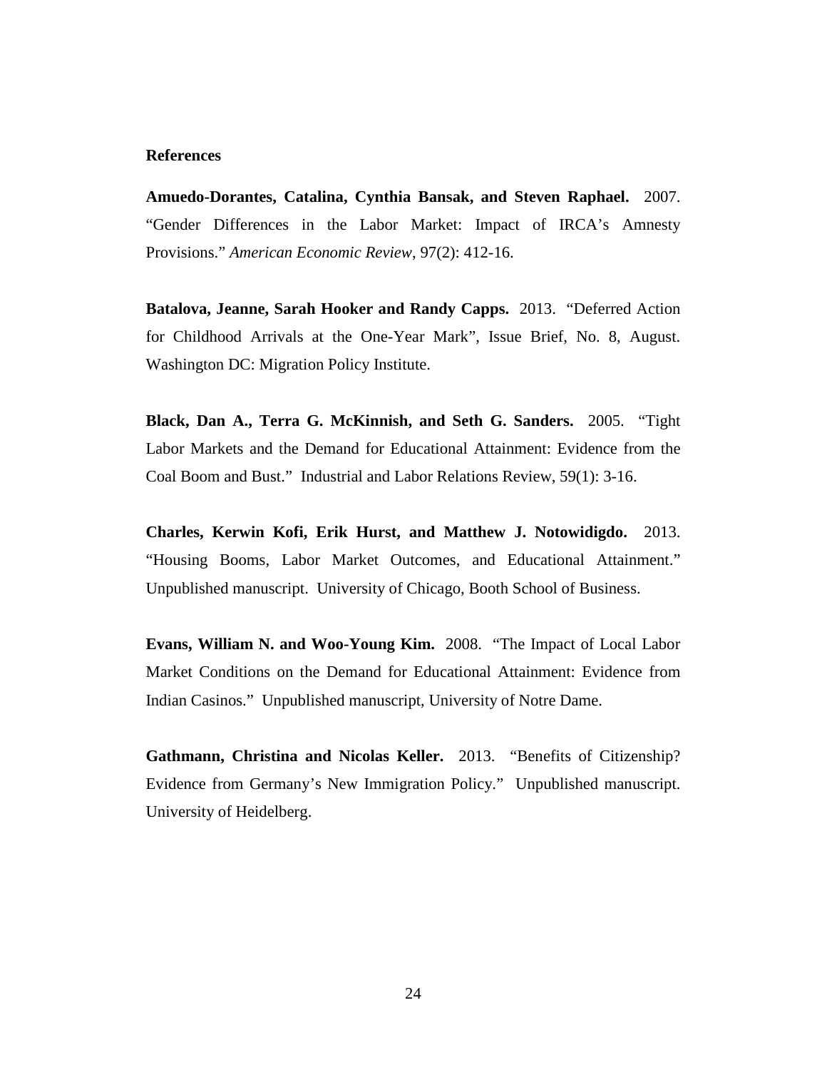**References**

**Amuedo-Dorantes, Catalina, Cynthia Bansak, and Steven Raphael.** 2007. "Gender Differences in the Labor Market: Impact of IRCA's Amnesty Provisions." *American Economic Review*, 97(2): 412-16.

**Batalova, Jeanne, Sarah Hooker and Randy Capps.** 2013. "Deferred Action for Childhood Arrivals at the One-Year Mark", Issue Brief, No. 8, August. Washington DC: Migration Policy Institute.

**Black, Dan A., Terra G. McKinnish, and Seth G. Sanders.** 2005. "Tight Labor Markets and the Demand for Educational Attainment: Evidence from the Coal Boom and Bust." Industrial and Labor Relations Review, 59(1): 3-16.

**Charles, Kerwin Kofi, Erik Hurst, and Matthew J. Notowidigdo.** 2013. "Housing Booms, Labor Market Outcomes, and Educational Attainment." Unpublished manuscript. University of Chicago, Booth School of Business.

**Evans, William N. and Woo-Young Kim.** 2008. "The Impact of Local Labor Market Conditions on the Demand for Educational Attainment: Evidence from Indian Casinos." Unpublished manuscript, University of Notre Dame.

**Gathmann, Christina and Nicolas Keller.** 2013. "Benefits of Citizenship? Evidence from Germany's New Immigration Policy." Unpublished manuscript. University of Heidelberg.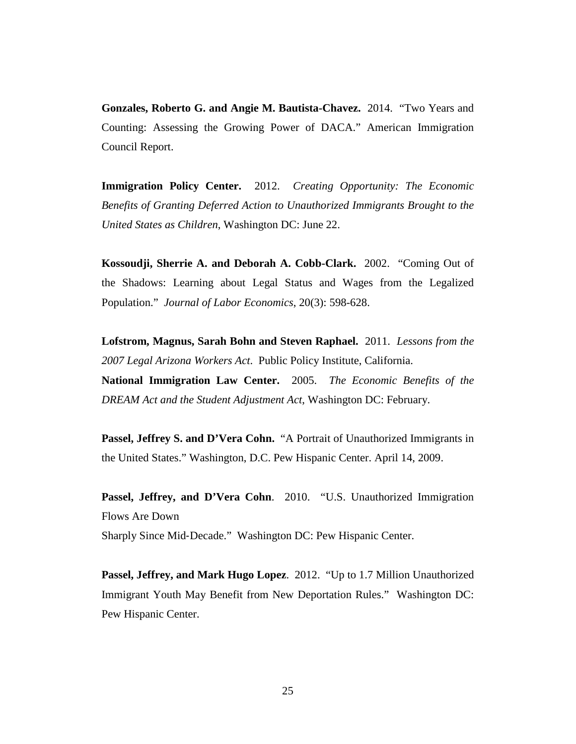**Gonzales, Roberto G. and Angie M. Bautista-Chavez.** 2014. "Two Years and Counting: Assessing the Growing Power of DACA." American Immigration Council Report.

**Immigration Policy Center.** 2012. *Creating Opportunity: The Economic Benefits of Granting Deferred Action to Unauthorized Immigrants Brought to the United States as Children*, Washington DC: June 22.

**Kossoudji, Sherrie A. and Deborah A. Cobb-Clark.** 2002. "Coming Out of the Shadows: Learning about Legal Status and Wages from the Legalized Population." *Journal of Labor Economics*, 20(3): 598-628.

**Lofstrom, Magnus, Sarah Bohn and Steven Raphael.** 2011. *Lessons from the 2007 Legal Arizona Workers Act*. Public Policy Institute, California.

**National Immigration Law Center.** 2005. *The Economic Benefits of the DREAM Act and the Student Adjustment Act*, Washington DC: February.

**Passel, Jeffrey S. and D'Vera Cohn.** "A Portrait of Unauthorized Immigrants in the United States." Washington, D.C. Pew Hispanic Center. April 14, 2009.

**Passel, Jeffrey, and D'Vera Cohn**. 2010. "U.S. Unauthorized Immigration Flows Are Down Sharply Since Mid-Decade." Washington DC: Pew Hispanic Center.

**Passel, Jeffrey, and Mark Hugo Lopez**. 2012. "Up to 1.7 Million Unauthorized Immigrant Youth May Benefit from New Deportation Rules." Washington DC: Pew Hispanic Center.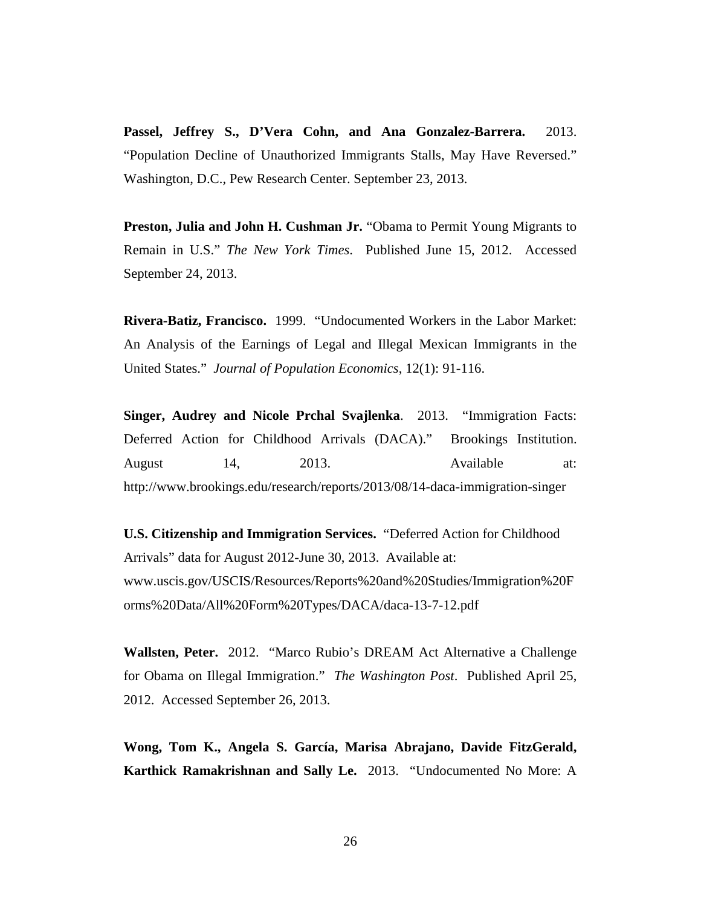**Passel, Jeffrey S., D'Vera Cohn, and Ana Gonzalez-Barrera.** 2013. "Population Decline of Unauthorized Immigrants Stalls, May Have Reversed." Washington, D.C., Pew Research Center. September 23, 2013.

**Preston, Julia and John H. Cushman Jr.** "Obama to Permit Young Migrants to Remain in U.S." *The New York Times*. Published June 15, 2012. Accessed September 24, 2013.

**Rivera-Batiz, Francisco.** 1999. "Undocumented Workers in the Labor Market: An Analysis of the Earnings of Legal and Illegal Mexican Immigrants in the United States." *Journal of Population Economics*, 12(1): 91-116.

**Singer, Audrey and Nicole Prchal Svajlenka**. 2013. "Immigration Facts: Deferred Action for Childhood Arrivals (DACA)." Brookings Institution. August 14, 2013. Available at: http://www.brookings.edu/research/reports/2013/08/14-daca-immigration-singer

**U.S. Citizenship and Immigration Services.** "Deferred Action for Childhood Arrivals" data for August 2012-June 30, 2013. Available at: www.uscis.gov/USCIS/Resources/Reports%20and%20Studies/Immigration%20Forms%20Data/All%20Form%20Types/DACA/daca-13-7-12.pdf

**Wallsten, Peter.** 2012. "Marco Rubio's DREAM Act Alternative a Challenge for Obama on Illegal Immigration." *The Washington Post*. Published April 25, 2012. Accessed September 26, 2013.

**Wong, Tom K., Angela S. García, Marisa Abrajano, Davide FitzGerald, Karthick Ramakrishnan and Sally Le.** 2013. "Undocumented No More: A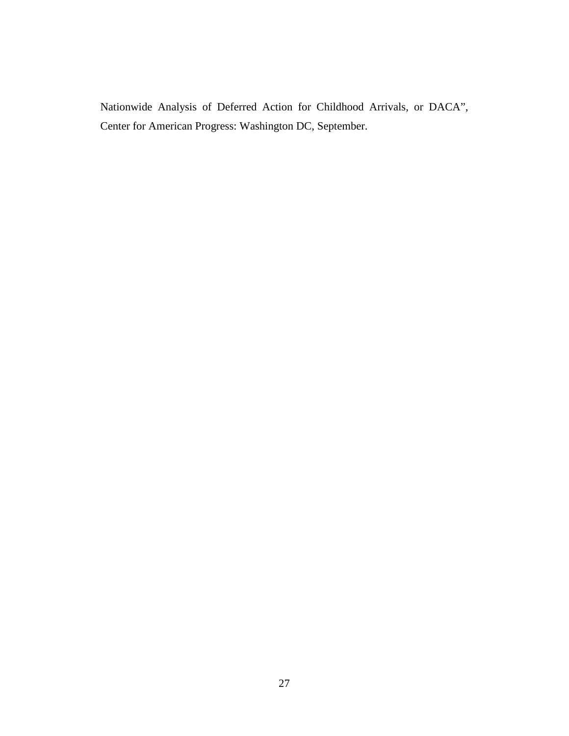Nationwide Analysis of Deferred Action for Childhood Arrivals, or DACA", Center for American Progress: Washington DC, September.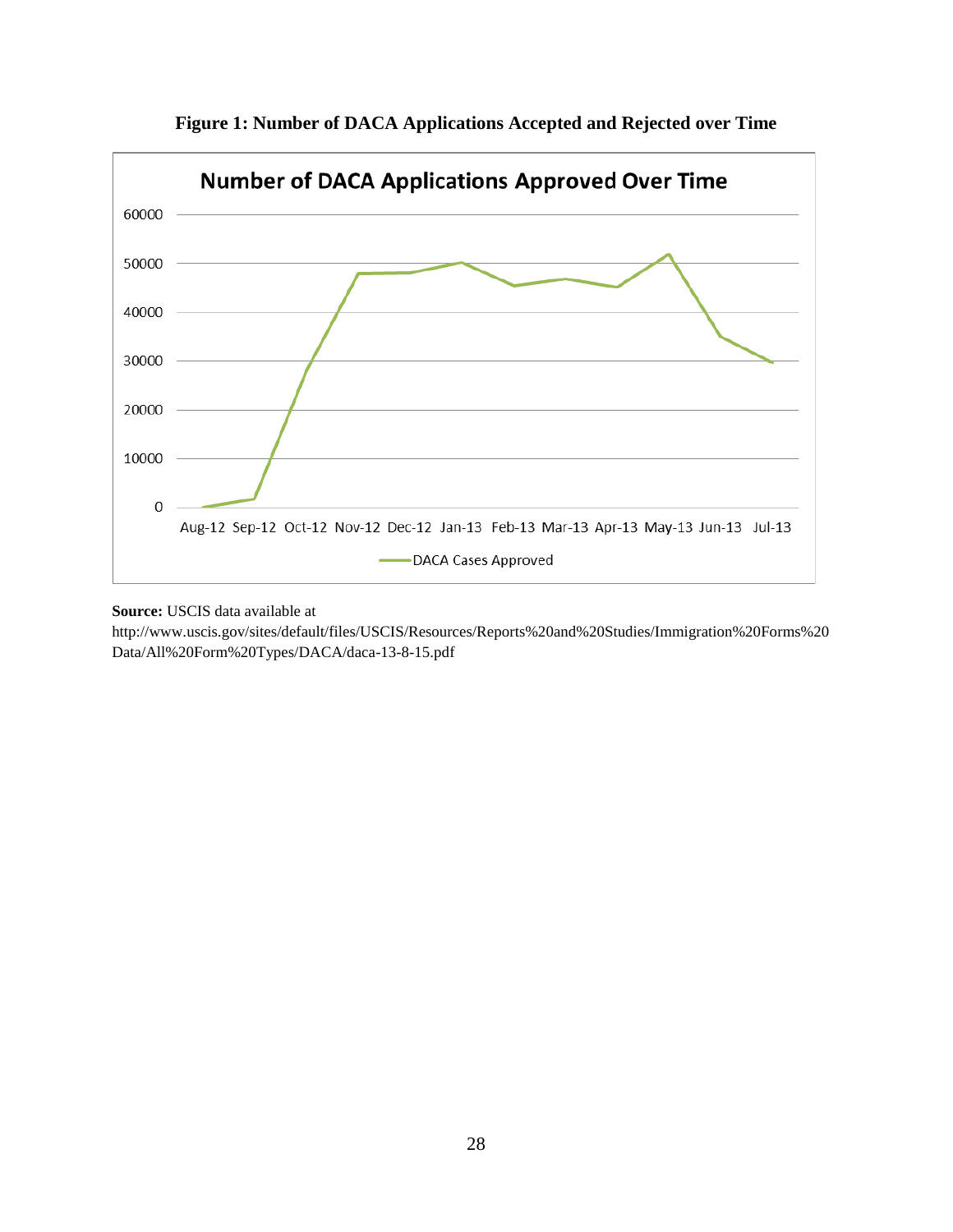**Figure 1: Number of DACA Applications Accepted and Rejected over Time**

**Source:** USCIS data available at http://www.uscis.gov/sites/default/files/USCIS/Resources/Reports%20and%20Studies/Immigration%20Forms%20Data/All%20Form%20Types/DACA/daca-13-8-15.pdf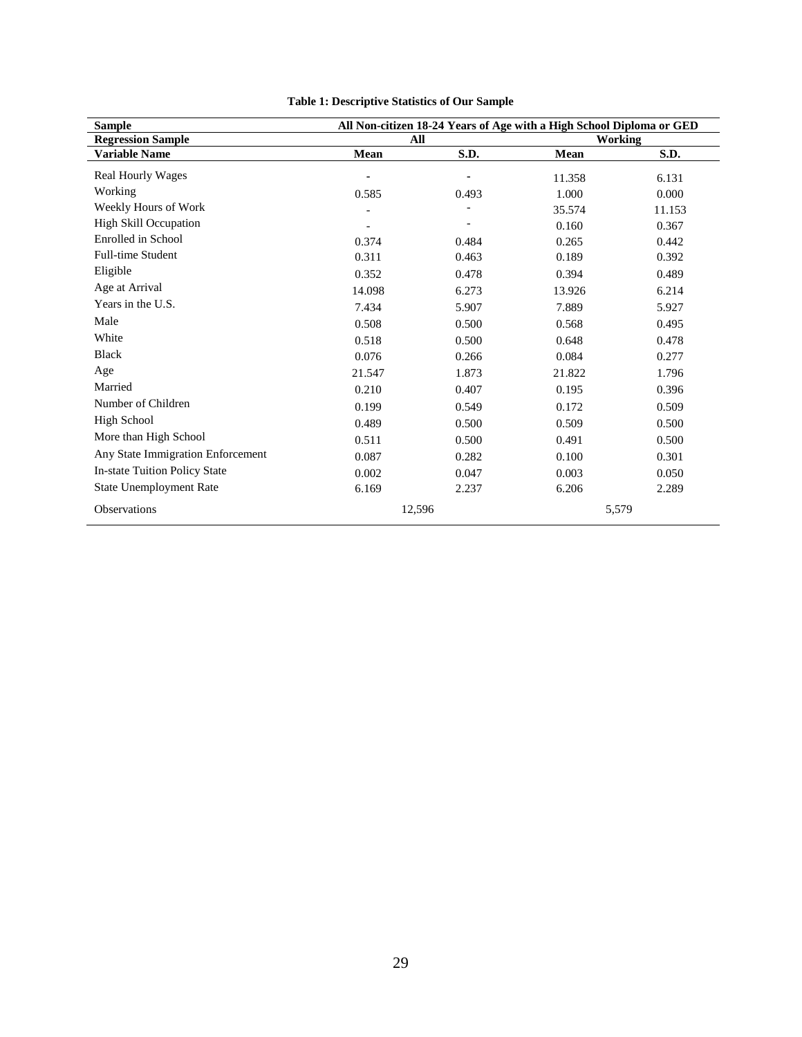**Table 1: Descriptive Statistics of Our Sample**

| Sample | All Non-citizen 18-24 Years of Age with a High School Diploma or GED | | | |
|---|---|---|---|---|
| **Regression Sample** | **All** | | **Working** | |
| **Variable Name** | **Mean** | **S.D.** | **Mean** | **S.D.** |
| Real Hourly Wages | - | - | 11.358 | 6.131 |
| Working | 0.585 | 0.493 | 1.000 | 0.000 |
| Weekly Hours of Work | - | - | 35.574 | 11.153 |
| High Skill Occupation | - | - | 0.160 | 0.367 |
| Enrolled in School | 0.374 | 0.484 | 0.265 | 0.442 |
| Full-time Student | 0.311 | 0.463 | 0.189 | 0.392 |
| Eligible | 0.352 | 0.478 | 0.394 | 0.489 |
| Age at Arrival | 14.098 | 6.273 | 13.926 | 6.214 |
| Years in the U.S. | 7.434 | 5.907 | 7.889 | 5.927 |
| Male | 0.508 | 0.500 | 0.568 | 0.495 |
| White | 0.518 | 0.500 | 0.648 | 0.478 |
| Black | 0.076 | 0.266 | 0.084 | 0.277 |
| Age | 21.547 | 1.873 | 21.822 | 1.796 |
| Married | 0.210 | 0.407 | 0.195 | 0.396 |
| Number of Children | 0.199 | 0.549 | 0.172 | 0.509 |
| High School | 0.489 | 0.500 | 0.509 | 0.500 |
| More than High School | 0.511 | 0.500 | 0.491 | 0.500 |
| Any State Immigration Enforcement | 0.087 | 0.282 | 0.100 | 0.301 |
| In-state Tuition Policy State | 0.002 | 0.047 | 0.003 | 0.050 |
| State Unemployment Rate | 6.169 | 2.237 | 6.206 | 2.289 |
| Observations | 12,596 | | 5,579 | |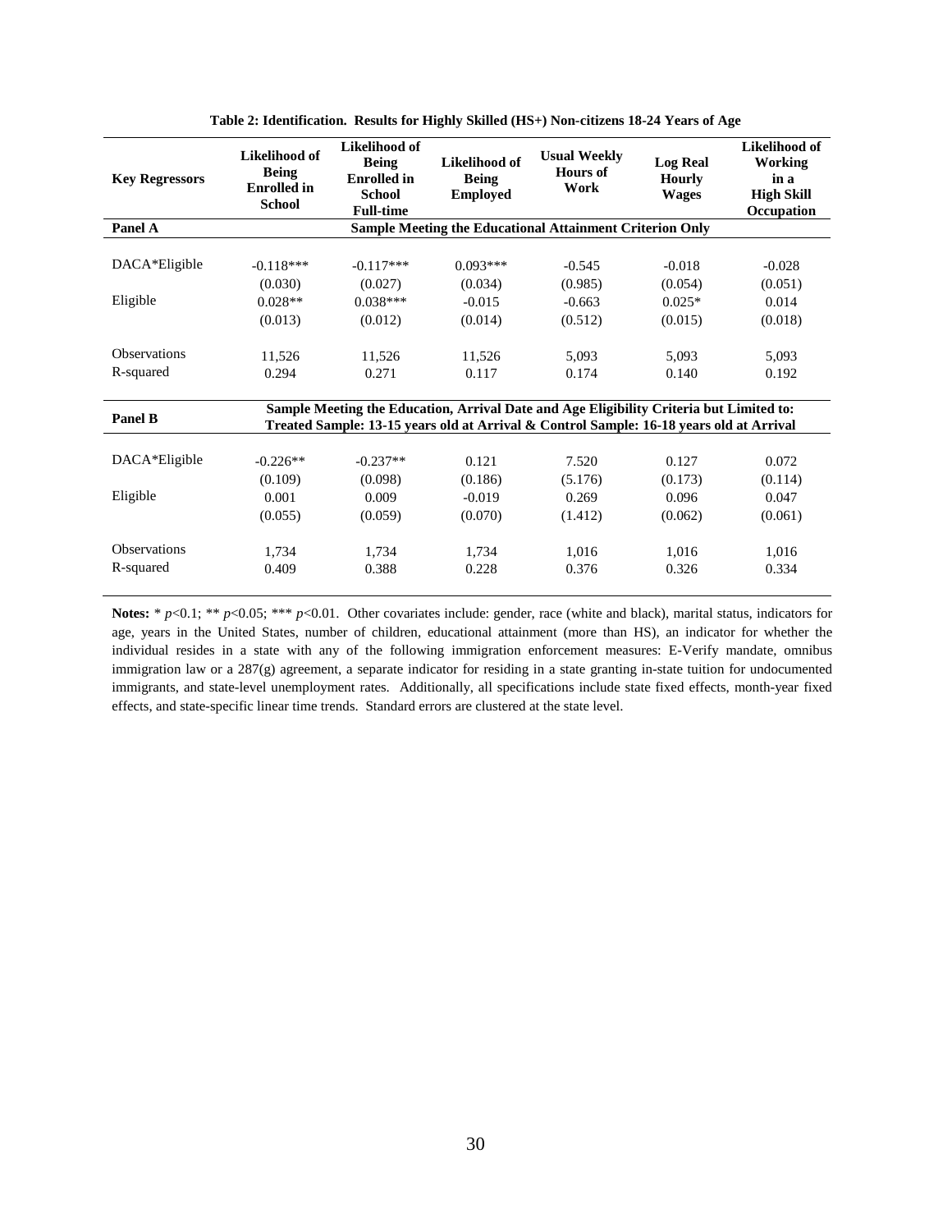**Table 2: Identification. Results for Highly Skilled (HS+) Non-citizens 18-24 Years of Age**

| Key Regressors | Likelihood of Being Enrolled in School | Likelihood of Being Enrolled in School Full-time | Likelihood of Being Employed | Usual Weekly Hours of Work | Log Real Hourly Wages | Likelihood of Working in a High Skill Occupation |
|---|---|---|---|---|---|---|
| **Panel A** | **Sample Meeting the Educational Attainment Criterion Only** | | | | | |
| DACA*Eligible | -0.118*** | -0.117*** | 0.093*** | -0.545 | -0.018 | -0.028 |
| | (0.030) | (0.027) | (0.034) | (0.985) | (0.054) | (0.051) |
| Eligible | 0.028** | 0.038*** | -0.015 | -0.663 | 0.025* | 0.014 |
| | (0.013) | (0.012) | (0.014) | (0.512) | (0.015) | (0.018) |
| Observations | 11,526 | 11,526 | 11,526 | 5,093 | 5,093 | 5,093 |
| R-squared | 0.294 | 0.271 | 0.117 | 0.174 | 0.140 | 0.192 |
| **Panel B** | **Sample Meeting the Education, Arrival Date and Age Eligibility Criteria but Limited to: Treated Sample: 13-15 years old at Arrival & Control Sample: 16-18 years old at Arrival** | | | | | |
| DACA*Eligible | -0.226** | -0.237** | 0.121 | 7.520 | 0.127 | 0.072 |
| | (0.109) | (0.098) | (0.186) | (5.176) | (0.173) | (0.114) |
| Eligible | 0.001 | 0.009 | -0.019 | 0.269 | 0.096 | 0.047 |
| | (0.055) | (0.059) | (0.070) | (1.412) | (0.062) | (0.061) |
| Observations | 1,734 | 1,734 | 1,734 | 1,016 | 1,016 | 1,016 |
| R-squared | 0.409 | 0.388 | 0.228 | 0.376 | 0.326 | 0.334 |

**Notes:** * $p$<0.1; ** $p$<0.05; *** $p$<0.01. Other covariates include: gender, race (white and black), marital status, indicators for age, years in the United States, number of children, educational attainment (more than HS), an indicator for whether the individual resides in a state with any of the following immigration enforcement measures: E-Verify mandate, omnibus immigration law or a 287(g) agreement, a separate indicator for residing in a state granting in-state tuition for undocumented immigrants, and state-level unemployment rates. Additionally, all specifications include state fixed effects, month-year fixed effects, and state-specific linear time trends. Standard errors are clustered at the state level.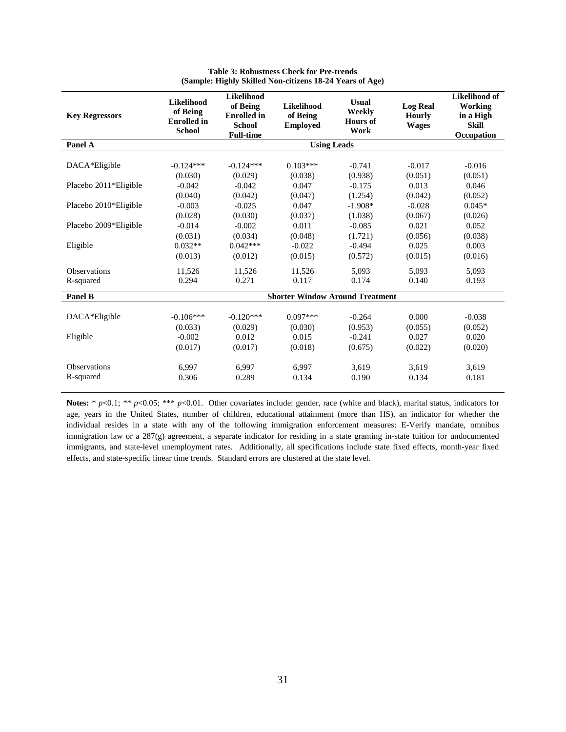**Table 3: Robustness Check for Pre-trends**
**(Sample: Highly Skilled Non-citizens 18-24 Years of Age)**

| Key Regressors | Likelihood of Being Enrolled in School | Likelihood of Being Enrolled in School Full-time | Likelihood of Being Employed | Usual Weekly Hours of Work | Log Real Hourly Wages | Likelihood of Working in a High Skill Occupation |
|---|---|---|---|---|---|---|
| **Panel A** | | | **Using Leads** | | | |
| DACA*Eligible | -0.124*** | -0.124*** | 0.103*** | -0.741 | -0.017 | -0.016 |
| | (0.030) | (0.029) | (0.038) | (0.938) | (0.051) | (0.051) |
| Placebo 2011*Eligible | -0.042 | -0.042 | 0.047 | -0.175 | 0.013 | 0.046 |
| | (0.040) | (0.042) | (0.047) | (1.254) | (0.042) | (0.052) |
| Placebo 2010*Eligible | -0.003 | -0.025 | 0.047 | -1.908* | -0.028 | 0.045* |
| | (0.028) | (0.030) | (0.037) | (1.038) | (0.067) | (0.026) |
| Placebo 2009*Eligible | -0.014 | -0.002 | 0.011 | -0.085 | 0.021 | 0.052 |
| | (0.031) | (0.034) | (0.048) | (1.721) | (0.056) | (0.038) |
| Eligible | 0.032** | 0.042*** | -0.022 | -0.494 | 0.025 | 0.003 |
| | (0.013) | (0.012) | (0.015) | (0.572) | (0.015) | (0.016) |
| Observations | 11,526 | 11,526 | 11,526 | 5,093 | 5,093 | 5,093 |
| R-squared | 0.294 | 0.271 | 0.117 | 0.174 | 0.140 | 0.193 |
| **Panel B** | | | **Shorter Window Around Treatment** | | | |
| DACA*Eligible | -0.106*** | -0.120*** | 0.097*** | -0.264 | 0.000 | -0.038 |
| | (0.033) | (0.029) | (0.030) | (0.953) | (0.055) | (0.052) |
| Eligible | -0.002 | 0.012 | 0.015 | -0.241 | 0.027 | 0.020 |
| | (0.017) | (0.017) | (0.018) | (0.675) | (0.022) | (0.020) |
| Observations | 6,997 | 6,997 | 6,997 | 3,619 | 3,619 | 3,619 |
| R-squared | 0.306 | 0.289 | 0.134 | 0.190 | 0.134 | 0.181 |

**Notes:** * $p<0.1$; ** $p<0.05$; *** $p<0.01$. Other covariates include: gender, race (white and black), marital status, indicators for age, years in the United States, number of children, educational attainment (more than HS), an indicator for whether the individual resides in a state with any of the following immigration enforcement measures: E-Verify mandate, omnibus immigration law or a 287(g) agreement, a separate indicator for residing in a state granting in-state tuition for undocumented immigrants, and state-level unemployment rates. Additionally, all specifications include state fixed effects, month-year fixed effects, and state-specific linear time trends. Standard errors are clustered at the state level.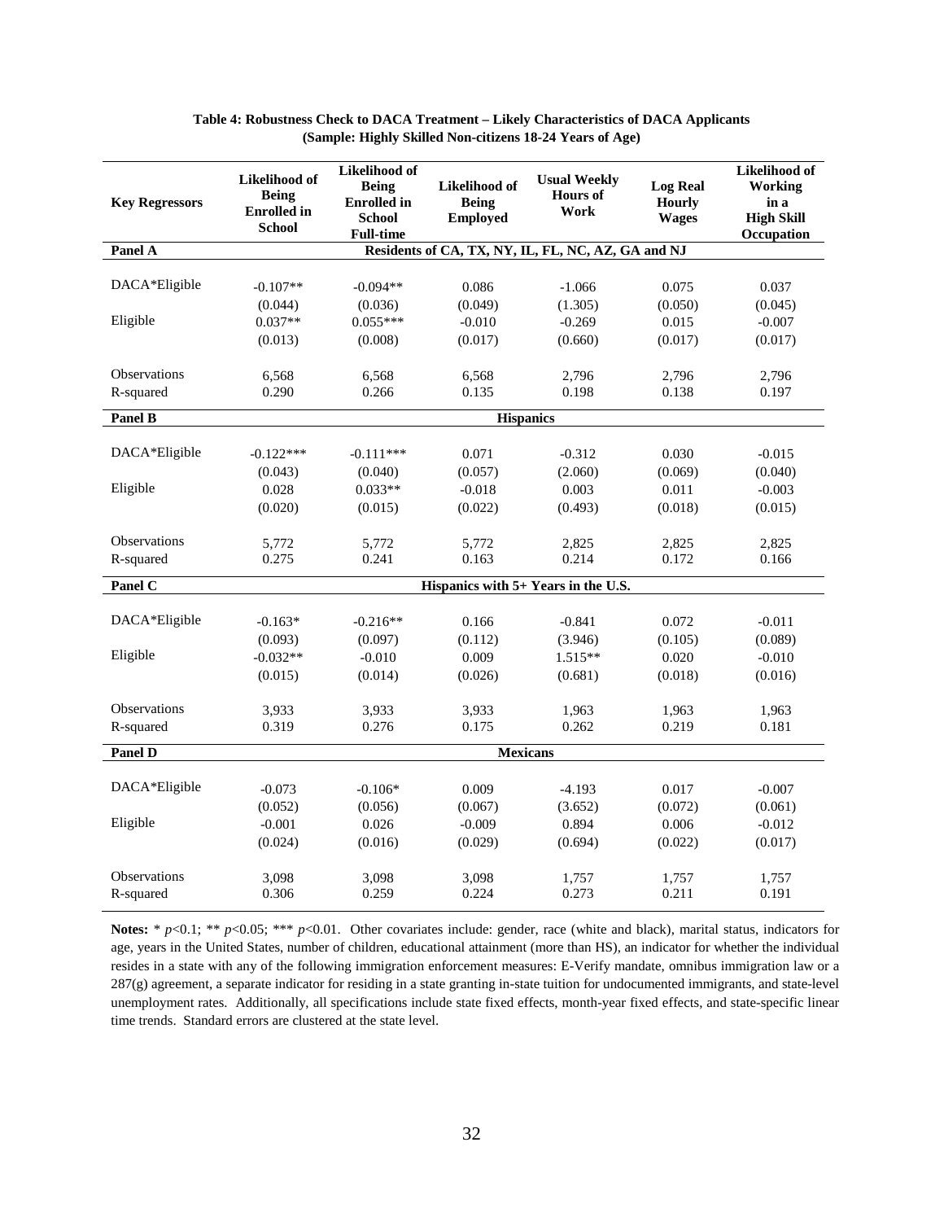**Table 4: Robustness Check to DACA Treatment – Likely Characteristics of DACA Applicants**
**(Sample: Highly Skilled Non-citizens 18-24 Years of Age)**

| Key Regressors | Likelihood of Being Enrolled in School | Likelihood of Being Enrolled in School Full-time | Likelihood of Being Employed | Usual Weekly Hours of Work | Log Real Hourly Wages | Likelihood of Working in a High Skill Occupation |
|---|---|---|---|---|---|---|
| **Panel A** | | | Residents of CA, TX, NY, IL, FL, NC, AZ, GA and NJ | | | |
| DACA*Eligible | -0.107** | -0.094** | 0.086 | -1.066 | 0.075 | 0.037 |
| | (0.044) | (0.036) | (0.049) | (1.305) | (0.050) | (0.045) |
| Eligible | 0.037** | 0.055*** | -0.010 | -0.269 | 0.015 | -0.007 |
| | (0.013) | (0.008) | (0.017) | (0.660) | (0.017) | (0.017) |
| Observations | 6,568 | 6,568 | 6,568 | 2,796 | 2,796 | 2,796 |
| R-squared | 0.290 | 0.266 | 0.135 | 0.198 | 0.138 | 0.197 |
| **Panel B** | | | Hispanics | | | |
| DACA*Eligible | -0.122*** | -0.111*** | 0.071 | -0.312 | 0.030 | -0.015 |
| | (0.043) | (0.040) | (0.057) | (2.060) | (0.069) | (0.040) |
| Eligible | 0.028 | 0.033** | -0.018 | 0.003 | 0.011 | -0.003 |
| | (0.020) | (0.015) | (0.022) | (0.493) | (0.018) | (0.015) |
| Observations | 5,772 | 5,772 | 5,772 | 2,825 | 2,825 | 2,825 |
| R-squared | 0.275 | 0.241 | 0.163 | 0.214 | 0.172 | 0.166 |
| **Panel C** | | | Hispanics with 5+ Years in the U.S. | | | |
| DACA*Eligible | -0.163* | -0.216** | 0.166 | -0.841 | 0.072 | -0.011 |
| | (0.093) | (0.097) | (0.112) | (3.946) | (0.105) | (0.089) |
| Eligible | -0.032** | -0.010 | 0.009 | 1.515** | 0.020 | -0.010 |
| | (0.015) | (0.014) | (0.026) | (0.681) | (0.018) | (0.016) |
| Observations | 3,933 | 3,933 | 3,933 | 1,963 | 1,963 | 1,963 |
| R-squared | 0.319 | 0.276 | 0.175 | 0.262 | 0.219 | 0.181 |
| **Panel D** | | | Mexicans | | | |
| DACA*Eligible | -0.073 | -0.106* | 0.009 | -4.193 | 0.017 | -0.007 |
| | (0.052) | (0.056) | (0.067) | (3.652) | (0.072) | (0.061) |
| Eligible | -0.001 | 0.026 | -0.009 | 0.894 | 0.006 | -0.012 |
| | (0.024) | (0.016) | (0.029) | (0.694) | (0.022) | (0.017) |
| Observations | 3,098 | 3,098 | 3,098 | 1,757 | 1,757 | 1,757 |
| R-squared | 0.306 | 0.259 | 0.224 | 0.273 | 0.211 | 0.191 |

**Notes:** * $p$<0.1; ** $p$<0.05; *** $p$<0.01. Other covariates include: gender, race (white and black), marital status, indicators for age, years in the United States, number of children, educational attainment (more than HS), an indicator for whether the individual resides in a state with any of the following immigration enforcement measures: E-Verify mandate, omnibus immigration law or a 287(g) agreement, a separate indicator for residing in a state granting in-state tuition for undocumented immigrants, and state-level unemployment rates. Additionally, all specifications include state fixed effects, month-year fixed effects, and state-specific linear time trends. Standard errors are clustered at the state level.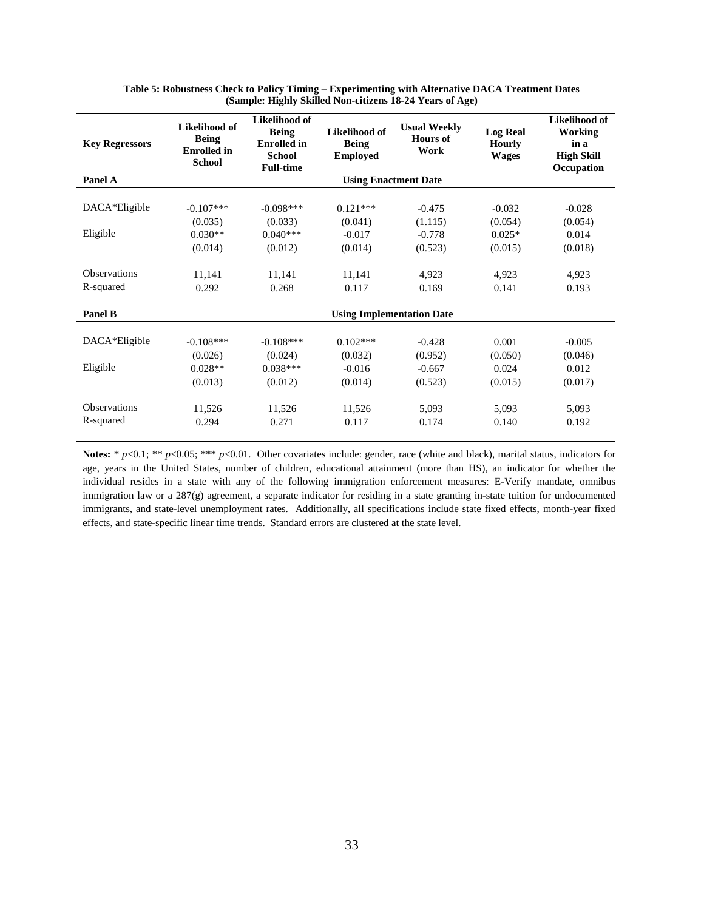**Table 5: Robustness Check to Policy Timing – Experimenting with Alternative DACA Treatment Dates (Sample: Highly Skilled Non-citizens 18-24 Years of Age)**

| Key Regressors | Likelihood of Being Enrolled in School | Likelihood of Being Enrolled in School Full-time | Likelihood of Being Employed | Usual Weekly Hours of Work | Log Real Hourly Wages | Likelihood of Working in a High Skill Occupation |
|---|---|---|---|---|---|---|
| **Panel A** | | | **Using Enactment Date** | | | |
| DACA*Eligible | -0.107*** | -0.098*** | 0.121*** | -0.475 | -0.032 | -0.028 |
| | (0.035) | (0.033) | (0.041) | (1.115) | (0.054) | (0.054) |
| Eligible | 0.030** | 0.040*** | -0.017 | -0.778 | 0.025* | 0.014 |
| | (0.014) | (0.012) | (0.014) | (0.523) | (0.015) | (0.018) |
| Observations | 11,141 | 11,141 | 11,141 | 4,923 | 4,923 | 4,923 |
| R-squared | 0.292 | 0.268 | 0.117 | 0.169 | 0.141 | 0.193 |
| **Panel B** | | | **Using Implementation Date** | | | |
| DACA*Eligible | -0.108*** | -0.108*** | 0.102*** | -0.428 | 0.001 | -0.005 |
| | (0.026) | (0.024) | (0.032) | (0.952) | (0.050) | (0.046) |
| Eligible | 0.028** | 0.038*** | -0.016 | -0.667 | 0.024 | 0.012 |
| | (0.013) | (0.012) | (0.014) | (0.523) | (0.015) | (0.017) |
| Observations | 11,526 | 11,526 | 11,526 | 5,093 | 5,093 | 5,093 |
| R-squared | 0.294 | 0.271 | 0.117 | 0.174 | 0.140 | 0.192 |

**Notes:** * $p<0.1$; ** $p<0.05$; *** $p<0.01$. Other covariates include: gender, race (white and black), marital status, indicators for age, years in the United States, number of children, educational attainment (more than HS), an indicator for whether the individual resides in a state with any of the following immigration enforcement measures: E-Verify mandate, omnibus immigration law or a 287(g) agreement, a separate indicator for residing in a state granting in-state tuition for undocumented immigrants, and state-level unemployment rates. Additionally, all specifications include state fixed effects, month-year fixed effects, and state-specific linear time trends. Standard errors are clustered at the state level.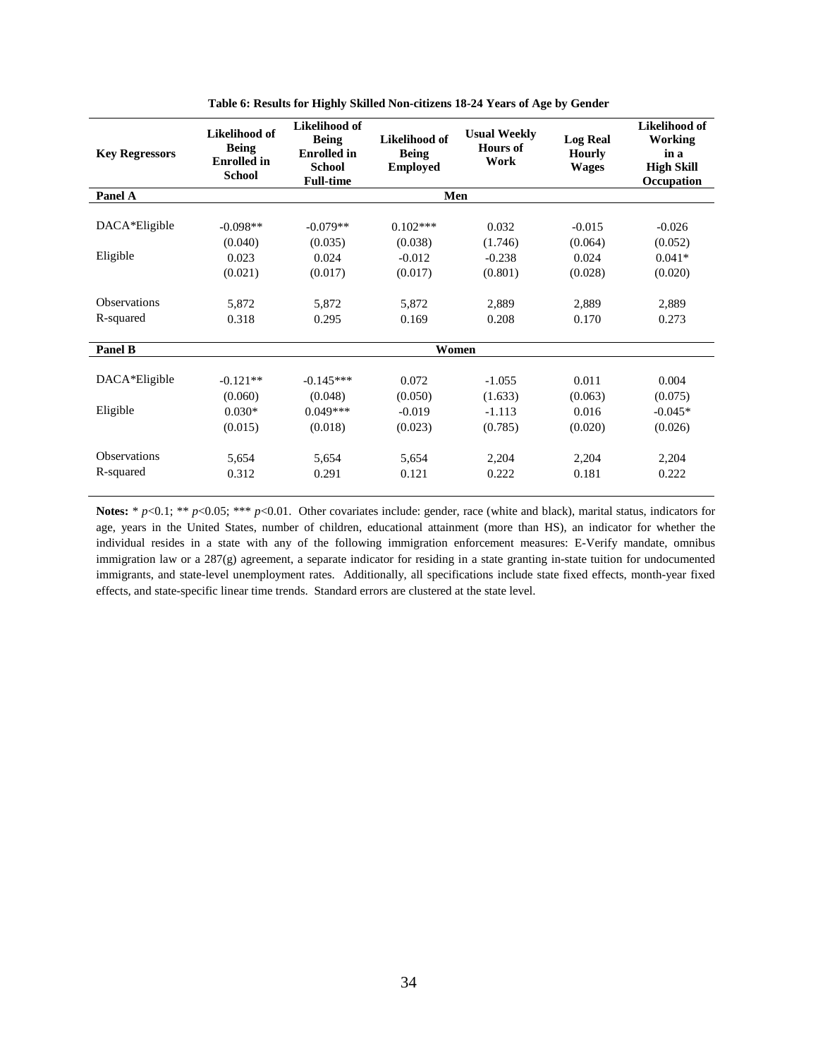**Table 6: Results for Highly Skilled Non-citizens 18-24 Years of Age by Gender**

| Key Regressors | Likelihood of Being Enrolled in School | Likelihood of Being Enrolled in School Full-time | Likelihood of Being Employed | Usual Weekly Hours of Work | Log Real Hourly Wages | Likelihood of Working in a High Skill Occupation |
|---|---|---|---|---|---|---|
| **Panel A** | | | **Men** | | | |
| DACA*Eligible | -0.098** | -0.079** | 0.102*** | 0.032 | -0.015 | -0.026 |
| | (0.040) | (0.035) | (0.038) | (1.746) | (0.064) | (0.052) |
| Eligible | 0.023 | 0.024 | -0.012 | -0.238 | 0.024 | 0.041* |
| | (0.021) | (0.017) | (0.017) | (0.801) | (0.028) | (0.020) |
| Observations | 5,872 | 5,872 | 5,872 | 2,889 | 2,889 | 2,889 |
| R-squared | 0.318 | 0.295 | 0.169 | 0.208 | 0.170 | 0.273 |
| **Panel B** | | | **Women** | | | |
| DACA*Eligible | -0.121** | -0.145*** | 0.072 | -1.055 | 0.011 | 0.004 |
| | (0.060) | (0.048) | (0.050) | (1.633) | (0.063) | (0.075) |
| Eligible | 0.030* | 0.049*** | -0.019 | -1.113 | 0.016 | -0.045* |
| | (0.015) | (0.018) | (0.023) | (0.785) | (0.020) | (0.026) |
| Observations | 5,654 | 5,654 | 5,654 | 2,204 | 2,204 | 2,204 |
| R-squared | 0.312 | 0.291 | 0.121 | 0.222 | 0.181 | 0.222 |

**Notes:** * $p<0.1$; ** $p<0.05$; *** $p<0.01$. Other covariates include: gender, race (white and black), marital status, indicators for age, years in the United States, number of children, educational attainment (more than HS), an indicator for whether the individual resides in a state with any of the following immigration enforcement measures: E-Verify mandate, omnibus immigration law or a 287(g) agreement, a separate indicator for residing in a state granting in-state tuition for undocumented immigrants, and state-level unemployment rates. Additionally, all specifications include state fixed effects, month-year fixed effects, and state-specific linear time trends. Standard errors are clustered at the state level.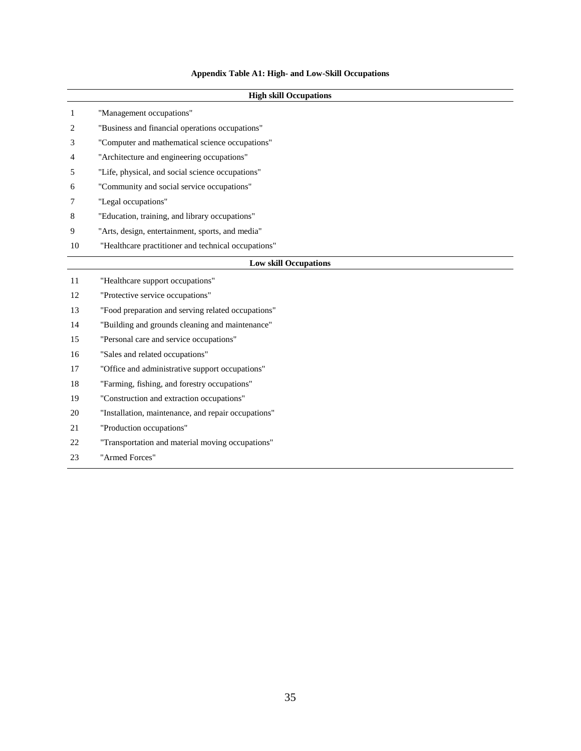**Appendix Table A1: High- and Low-Skill Occupations**

| | High skill Occupations |
|---|---|
| 1 | "Management occupations" |
| 2 | "Business and financial operations occupations" |
| 3 | "Computer and mathematical science occupations" |
| 4 | "Architecture and engineering occupations" |
| 5 | "Life, physical, and social science occupations" |
| 6 | "Community and social service occupations" |
| 7 | "Legal occupations" |
| 8 | "Education, training, and library occupations" |
| 9 | "Arts, design, entertainment, sports, and media" |
| 10 | "Healthcare practitioner and technical occupations" |
| | **Low skill Occupations** |
| 11 | "Healthcare support occupations" |
| 12 | "Protective service occupations" |
| 13 | "Food preparation and serving related occupations" |
| 14 | "Building and grounds cleaning and maintenance" |
| 15 | "Personal care and service occupations" |
| 16 | "Sales and related occupations" |
| 17 | "Office and administrative support occupations" |
| 18 | "Farming, fishing, and forestry occupations" |
| 19 | "Construction and extraction occupations" |
| 20 | "Installation, maintenance, and repair occupations" |
| 21 | "Production occupations" |
| 22 | "Transportation and material moving occupations" |
| 23 | "Armed Forces" |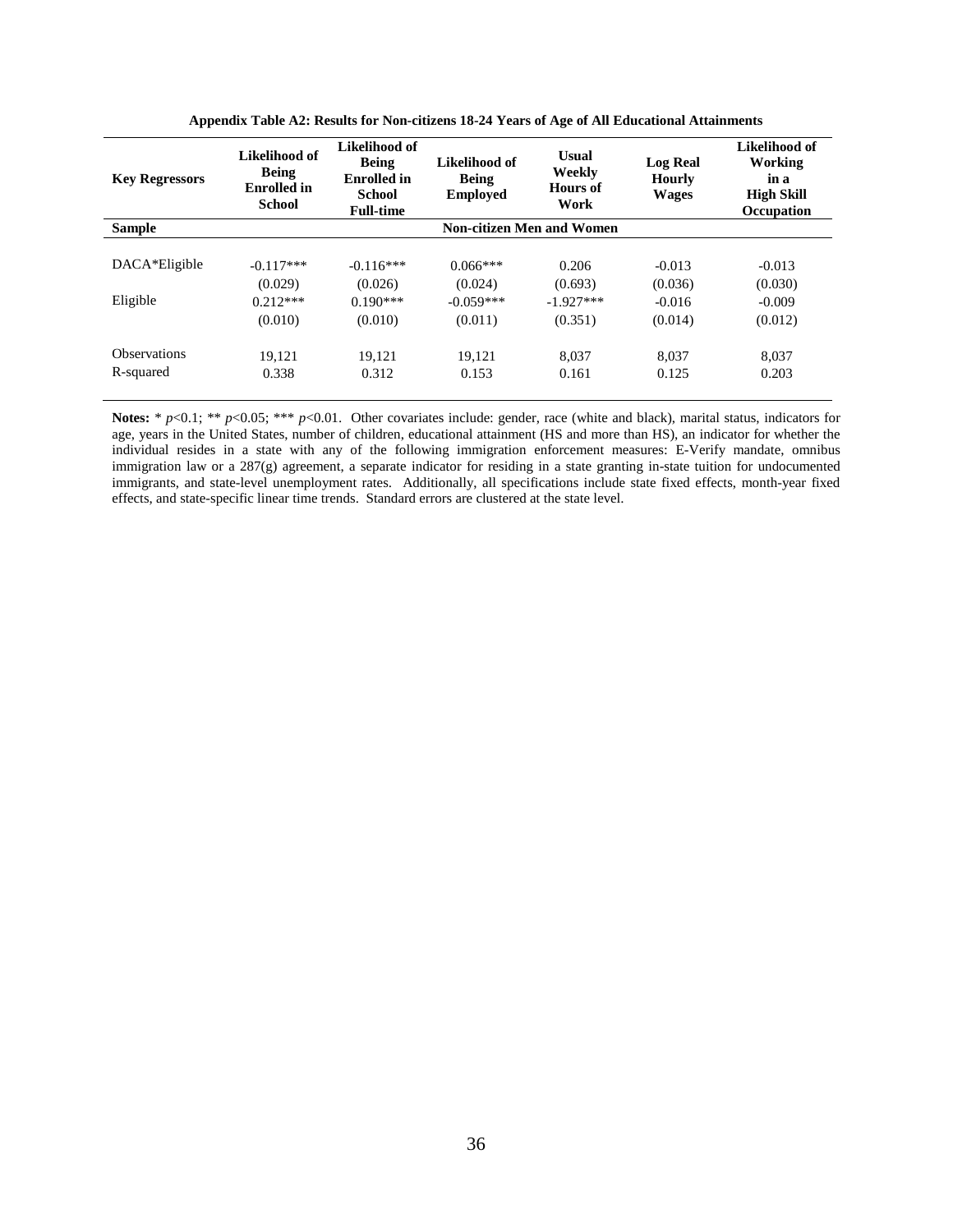**Appendix Table A2: Results for Non-citizens 18-24 Years of Age of All Educational Attainments**

| Key Regressors | Likelihood of Being Enrolled in School | Likelihood of Being Enrolled in School Full-time | Likelihood of Being Employed | Usual Weekly Hours of Work | Log Real Hourly Wages | Likelihood of Working in a High Skill Occupation |
|---|---|---|---|---|---|---|
| **Sample** | **Non-citizen Men and Women** | | | | | |
| DACA*Eligible | -0.117*** | -0.116*** | 0.066*** | 0.206 | -0.013 | -0.013 |
| | (0.029) | (0.026) | (0.024) | (0.693) | (0.036) | (0.030) |
| Eligible | 0.212*** | 0.190*** | -0.059*** | -1.927*** | -0.016 | -0.009 |
| | (0.010) | (0.010) | (0.011) | (0.351) | (0.014) | (0.012) |
| Observations | 19,121 | 19,121 | 19,121 | 8,037 | 8,037 | 8,037 |
| R-squared | 0.338 | 0.312 | 0.153 | 0.161 | 0.125 | 0.203 |

**Notes:** * $p<0.1$; ** $p<0.05$; *** $p<0.01$. Other covariates include: gender, race (white and black), marital status, indicators for age, years in the United States, number of children, educational attainment (HS and more than HS), an indicator for whether the individual resides in a state with any of the following immigration enforcement measures: E-Verify mandate, omnibus immigration law or a 287(g) agreement, a separate indicator for residing in a state granting in-state tuition for undocumented immigrants, and state-level unemployment rates. Additionally, all specifications include state fixed effects, month-year fixed effects, and state-specific linear time trends. Standard errors are clustered at the state level.